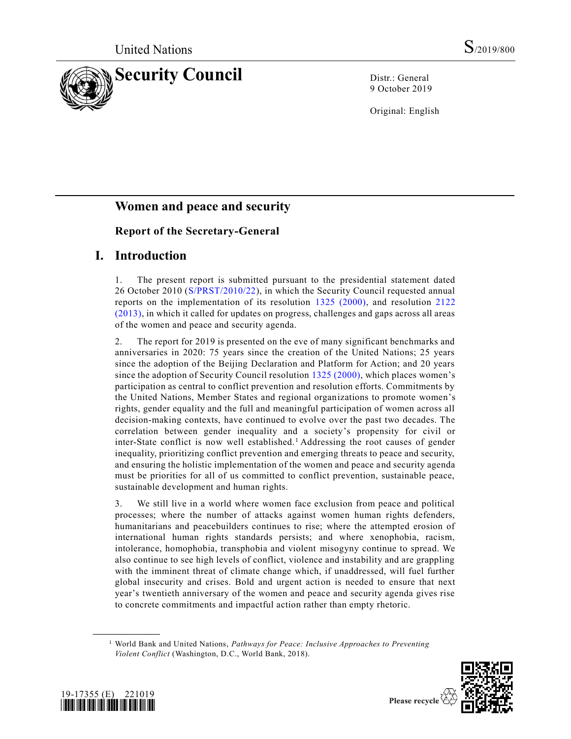United Nations S/2019/800

# Security Council

Distr.: General
9 October 2019

Original: English

## Women and peace and security

### Report of the Secretary-General

## I. Introduction

1. The present report is submitted pursuant to the presidential statement dated 26 October 2010 (S/PRST/2010/22), in which the Security Council requested annual reports on the implementation of its resolution 1325 (2000), and resolution 2122 (2013), in which it called for updates on progress, challenges and gaps across all areas of the women and peace and security agenda.

2. The report for 2019 is presented on the eve of many significant benchmarks and anniversaries in 2020: 75 years since the creation of the United Nations; 25 years since the adoption of the Beijing Declaration and Platform for Action; and 20 years since the adoption of Security Council resolution 1325 (2000), which places women's participation as central to conflict prevention and resolution efforts. Commitments by the United Nations, Member States and regional organizations to promote women's rights, gender equality and the full and meaningful participation of women across all decision-making contexts, have continued to evolve over the past two decades. The correlation between gender inequality and a society's propensity for civil or inter-State conflict is now well established.[1] Addressing the root causes of gender inequality, prioritizing conflict prevention and emerging threats to peace and security, and ensuring the holistic implementation of the women and peace and security agenda must be priorities for all of us committed to conflict prevention, sustainable peace, sustainable development and human rights.

3. We still live in a world where women face exclusion from peace and political processes; where the number of attacks against women human rights defenders, humanitarians and peacebuilders continues to rise; where the attempted erosion of international human rights standards persists; and where xenophobia, racism, intolerance, homophobia, transphobia and violent misogyny continue to spread. We also continue to see high levels of conflict, violence and instability and are grappling with the imminent threat of climate change which, if unaddressed, will fuel further global insecurity and crises. Bold and urgent action is needed to ensure that next year's twentieth anniversary of the women and peace and security agenda gives rise to concrete commitments and impactful action rather than empty rhetoric.

---

[1] World Bank and United Nations, *Pathways for Peace: Inclusive Approaches to Preventing Violent Conflict* (Washington, D.C., World Bank, 2018).

19-17355 (E) 221019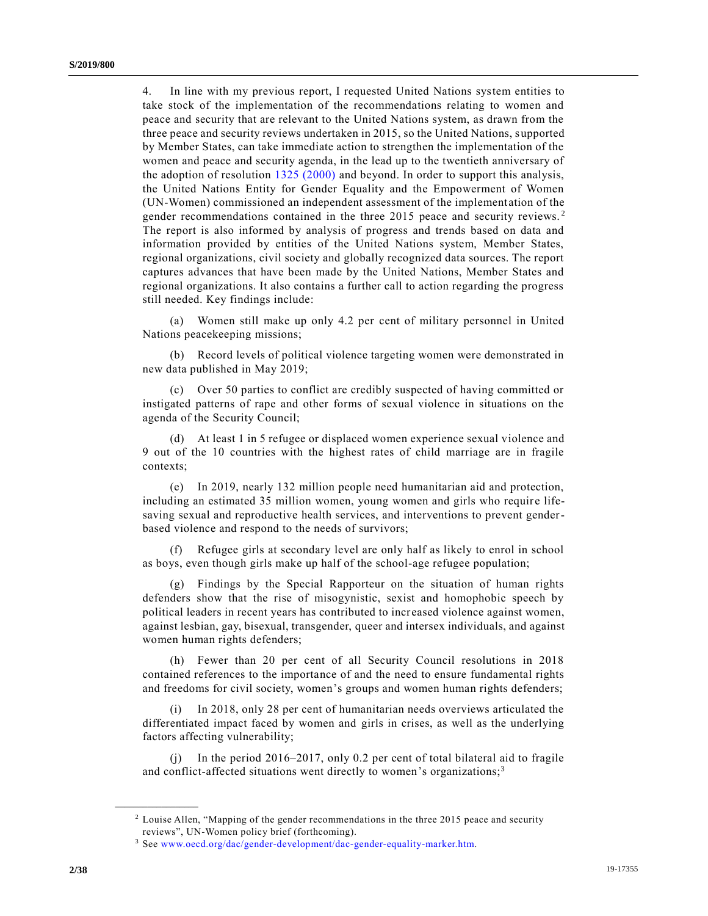4. In line with my previous report, I requested United Nations system entities to take stock of the implementation of the recommendations relating to women and peace and security that are relevant to the United Nations system, as drawn from the three peace and security reviews undertaken in 2015, so the United Nations, supported by Member States, can take immediate action to strengthen the implementation of the women and peace and security agenda, in the lead up to the twentieth anniversary of the adoption of resolution 1325 (2000) and beyond. In order to support this analysis, the United Nations Entity for Gender Equality and the Empowerment of Women (UN-Women) commissioned an independent assessment of the implementation of the gender recommendations contained in the three 2015 peace and security reviews.[2] The report is also informed by analysis of progress and trends based on data and information provided by entities of the United Nations system, Member States, regional organizations, civil society and globally recognized data sources. The report captures advances that have been made by the United Nations, Member States and regional organizations. It also contains a further call to action regarding the progress still needed. Key findings include:

(a) Women still make up only 4.2 per cent of military personnel in United Nations peacekeeping missions;

(b) Record levels of political violence targeting women were demonstrated in new data published in May 2019;

(c) Over 50 parties to conflict are credibly suspected of having committed or instigated patterns of rape and other forms of sexual violence in situations on the agenda of the Security Council;

(d) At least 1 in 5 refugee or displaced women experience sexual violence and 9 out of the 10 countries with the highest rates of child marriage are in fragile contexts;

(e) In 2019, nearly 132 million people need humanitarian aid and protection, including an estimated 35 million women, young women and girls who require life-saving sexual and reproductive health services, and interventions to prevent gender-based violence and respond to the needs of survivors;

(f) Refugee girls at secondary level are only half as likely to enrol in school as boys, even though girls make up half of the school-age refugee population;

(g) Findings by the Special Rapporteur on the situation of human rights defenders show that the rise of misogynistic, sexist and homophobic speech by political leaders in recent years has contributed to increased violence against women, against lesbian, gay, bisexual, transgender, queer and intersex individuals, and against women human rights defenders;

(h) Fewer than 20 per cent of all Security Council resolutions in 2018 contained references to the importance of and the need to ensure fundamental rights and freedoms for civil society, women's groups and women human rights defenders;

(i) In 2018, only 28 per cent of humanitarian needs overviews articulated the differentiated impact faced by women and girls in crises, as well as the underlying factors affecting vulnerability;

(j) In the period 2016–2017, only 0.2 per cent of total bilateral aid to fragile and conflict-affected situations went directly to women's organizations;[3]

---

[2] Louise Allen, "Mapping of the gender recommendations in the three 2015 peace and security reviews", UN-Women policy brief (forthcoming).

[3] See www.oecd.org/dac/gender-development/dac-gender-equality-marker.htm.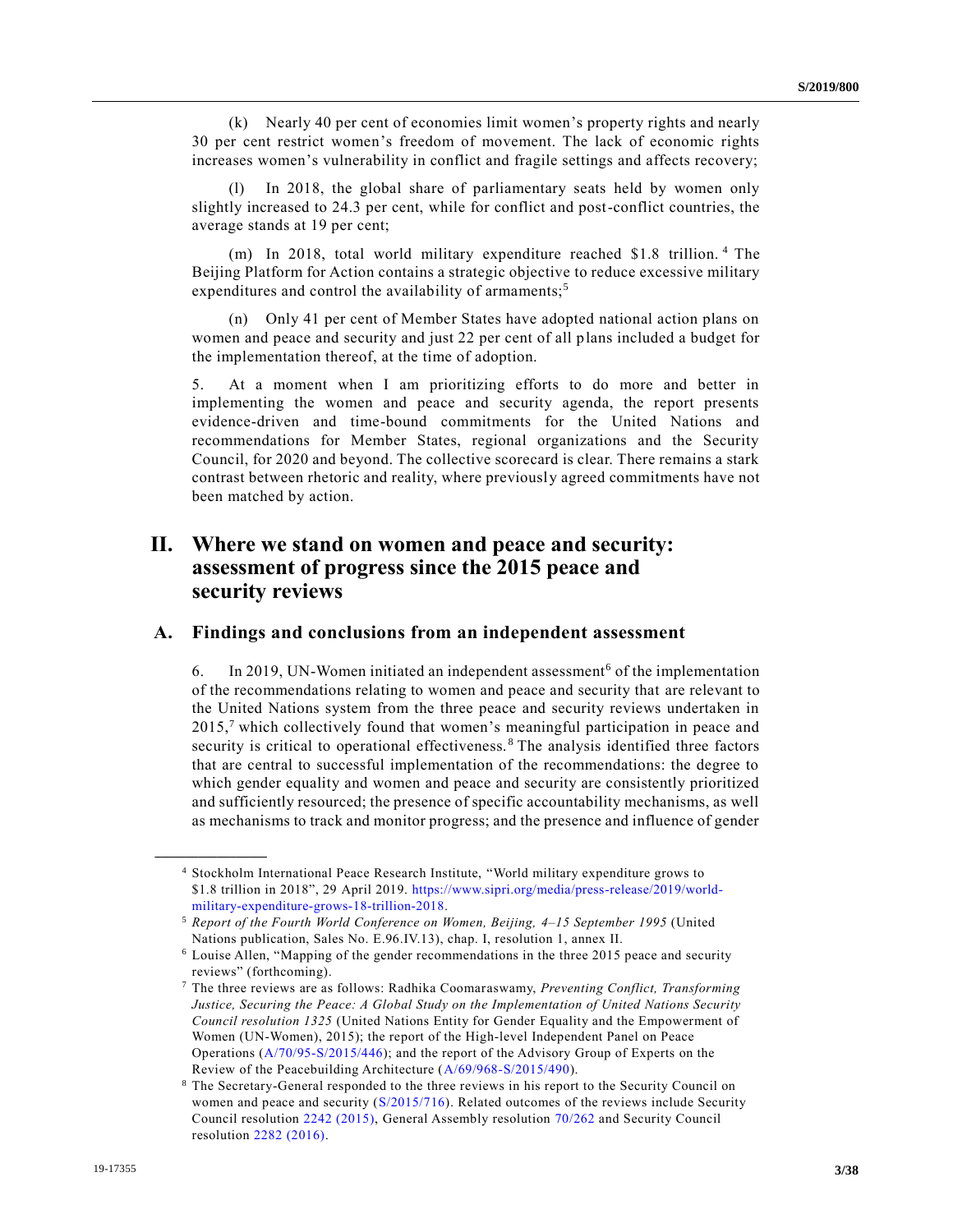(k) Nearly 40 per cent of economies limit women's property rights and nearly 30 per cent restrict women's freedom of movement. The lack of economic rights increases women's vulnerability in conflict and fragile settings and affects recovery;

(l) In 2018, the global share of parliamentary seats held by women only slightly increased to 24.3 per cent, while for conflict and post-conflict countries, the average stands at 19 per cent;

(m) In 2018, total world military expenditure reached $1.8 trillion.[4] The Beijing Platform for Action contains a strategic objective to reduce excessive military expenditures and control the availability of armaments;[5]

(n) Only 41 per cent of Member States have adopted national action plans on women and peace and security and just 22 per cent of all plans included a budget for the implementation thereof, at the time of adoption.

5. At a moment when I am prioritizing efforts to do more and better in implementing the women and peace and security agenda, the report presents evidence-driven and time-bound commitments for the United Nations and recommendations for Member States, regional organizations and the Security Council, for 2020 and beyond. The collective scorecard is clear. There remains a stark contrast between rhetoric and reality, where previously agreed commitments have not been matched by action.

# II. Where we stand on women and peace and security: assessment of progress since the 2015 peace and security reviews

## A. Findings and conclusions from an independent assessment

6. In 2019, UN-Women initiated an independent assessment[6] of the implementation of the recommendations relating to women and peace and security that are relevant to the United Nations system from the three peace and security reviews undertaken in 2015,[7] which collectively found that women's meaningful participation in peace and security is critical to operational effectiveness.[8] The analysis identified three factors that are central to successful implementation of the recommendations: the degree to which gender equality and women and peace and security are consistently prioritized and sufficiently resourced; the presence of specific accountability mechanisms, as well as mechanisms to track and monitor progress; and the presence and influence of gender

---

[4] Stockholm International Peace Research Institute, "World military expenditure grows to $1.8 trillion in 2018", 29 April 2019. https://www.sipri.org/media/press-release/2019/world-military-expenditure-grows-18-trillion-2018.

[5] *Report of the Fourth World Conference on Women, Beijing, 4–15 September 1995* (United Nations publication, Sales No. E.96.IV.13), chap. I, resolution 1, annex II.

[6] Louise Allen, "Mapping of the gender recommendations in the three 2015 peace and security reviews" (forthcoming).

[7] The three reviews are as follows: Radhika Coomaraswamy, *Preventing Conflict, Transforming Justice, Securing the Peace: A Global Study on the Implementation of United Nations Security Council resolution 1325* (United Nations Entity for Gender Equality and the Empowerment of Women (UN-Women), 2015); the report of the High-level Independent Panel on Peace Operations (A/70/95-S/2015/446); and the report of the Advisory Group of Experts on the Review of the Peacebuilding Architecture (A/69/968-S/2015/490).

[8] The Secretary-General responded to the three reviews in his report to the Security Council on women and peace and security (S/2015/716). Related outcomes of the reviews include Security Council resolution 2242 (2015), General Assembly resolution 70/262 and Security Council resolution 2282 (2016).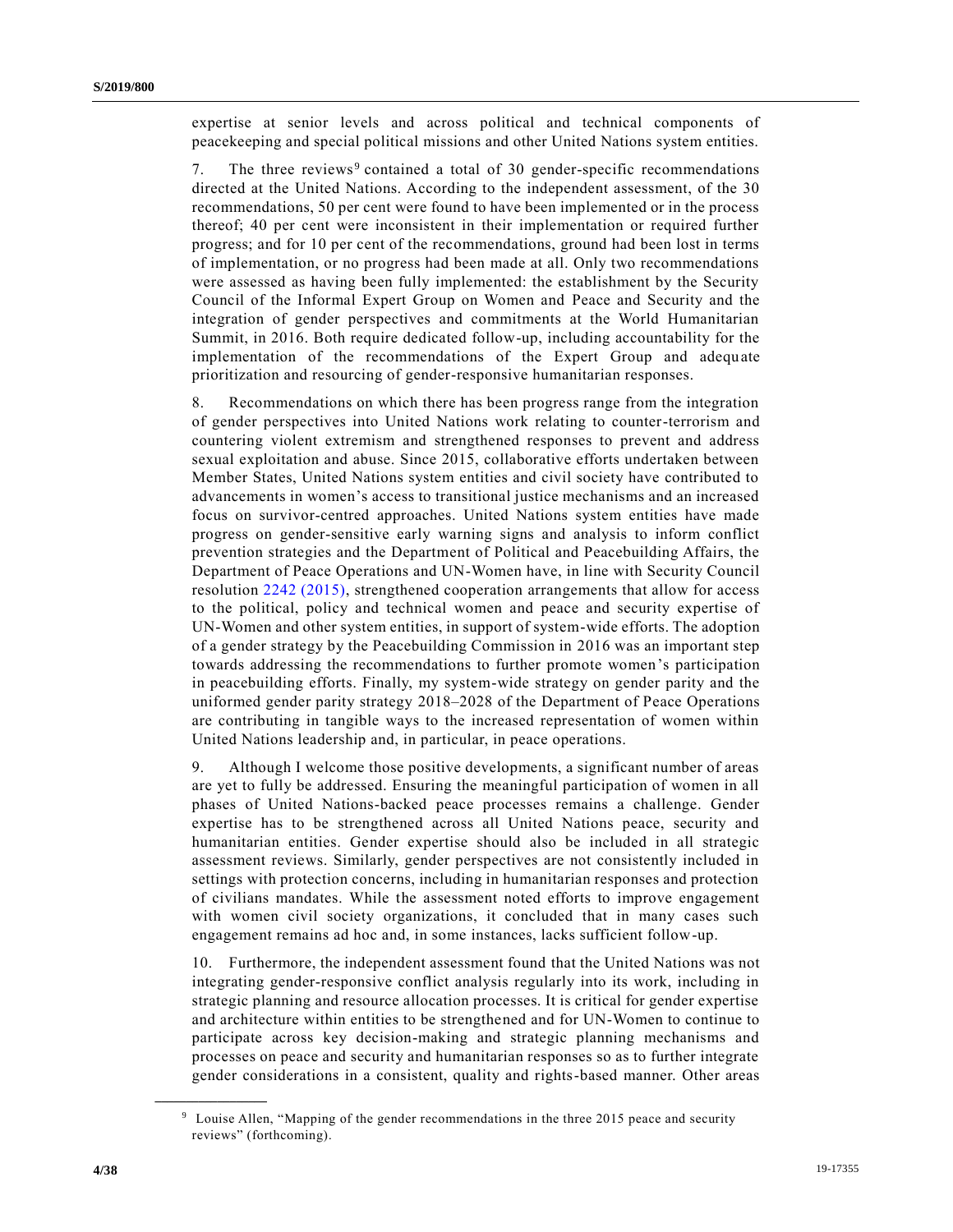expertise at senior levels and across political and technical components of peacekeeping and special political missions and other United Nations system entities.

7. The three reviews[9] contained a total of 30 gender-specific recommendations directed at the United Nations. According to the independent assessment, of the 30 recommendations, 50 per cent were found to have been implemented or in the process thereof; 40 per cent were inconsistent in their implementation or required further progress; and for 10 per cent of the recommendations, ground had been lost in terms of implementation, or no progress had been made at all. Only two recommendations were assessed as having been fully implemented: the establishment by the Security Council of the Informal Expert Group on Women and Peace and Security and the integration of gender perspectives and commitments at the World Humanitarian Summit, in 2016. Both require dedicated follow-up, including accountability for the implementation of the recommendations of the Expert Group and adequate prioritization and resourcing of gender-responsive humanitarian responses.

8. Recommendations on which there has been progress range from the integration of gender perspectives into United Nations work relating to counter-terrorism and countering violent extremism and strengthened responses to prevent and address sexual exploitation and abuse. Since 2015, collaborative efforts undertaken between Member States, United Nations system entities and civil society have contributed to advancements in women's access to transitional justice mechanisms and an increased focus on survivor-centred approaches. United Nations system entities have made progress on gender-sensitive early warning signs and analysis to inform conflict prevention strategies and the Department of Political and Peacebuilding Affairs, the Department of Peace Operations and UN-Women have, in line with Security Council resolution 2242 (2015), strengthened cooperation arrangements that allow for access to the political, policy and technical women and peace and security expertise of UN-Women and other system entities, in support of system-wide efforts. The adoption of a gender strategy by the Peacebuilding Commission in 2016 was an important step towards addressing the recommendations to further promote women's participation in peacebuilding efforts. Finally, my system-wide strategy on gender parity and the uniformed gender parity strategy 2018–2028 of the Department of Peace Operations are contributing in tangible ways to the increased representation of women within United Nations leadership and, in particular, in peace operations.

9. Although I welcome those positive developments, a significant number of areas are yet to fully be addressed. Ensuring the meaningful participation of women in all phases of United Nations-backed peace processes remains a challenge. Gender expertise has to be strengthened across all United Nations peace, security and humanitarian entities. Gender expertise should also be included in all strategic assessment reviews. Similarly, gender perspectives are not consistently included in settings with protection concerns, including in humanitarian responses and protection of civilians mandates. While the assessment noted efforts to improve engagement with women civil society organizations, it concluded that in many cases such engagement remains ad hoc and, in some instances, lacks sufficient follow-up.

10. Furthermore, the independent assessment found that the United Nations was not integrating gender-responsive conflict analysis regularly into its work, including in strategic planning and resource allocation processes. It is critical for gender expertise and architecture within entities to be strengthened and for UN-Women to continue to participate across key decision-making and strategic planning mechanisms and processes on peace and security and humanitarian responses so as to further integrate gender considerations in a consistent, quality and rights-based manner. Other areas

---

[9] Louise Allen, "Mapping of the gender recommendations in the three 2015 peace and security reviews" (forthcoming).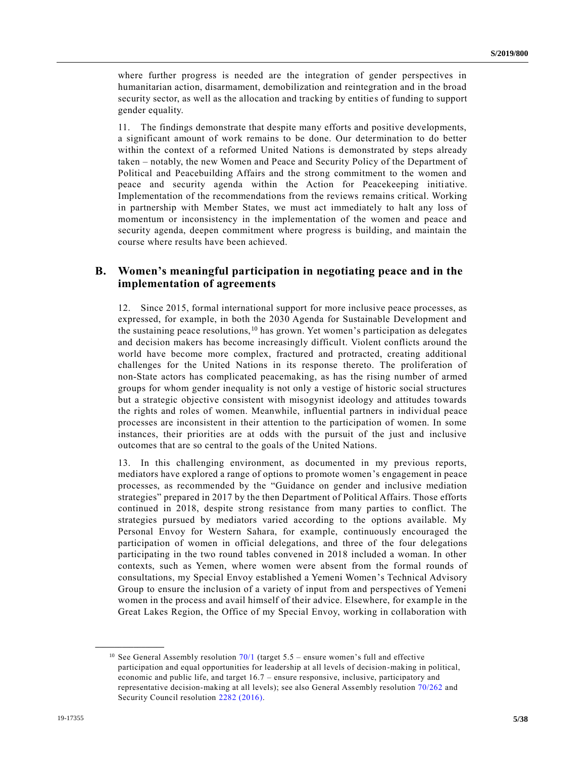where further progress is needed are the integration of gender perspectives in humanitarian action, disarmament, demobilization and reintegration and in the broad security sector, as well as the allocation and tracking by entities of funding to support gender equality.

11. The findings demonstrate that despite many efforts and positive developments, a significant amount of work remains to be done. Our determination to do better within the context of a reformed United Nations is demonstrated by steps already taken – notably, the new Women and Peace and Security Policy of the Department of Political and Peacebuilding Affairs and the strong commitment to the women and peace and security agenda within the Action for Peacekeeping initiative. Implementation of the recommendations from the reviews remains critical. Working in partnership with Member States, we must act immediately to halt any loss of momentum or inconsistency in the implementation of the women and peace and security agenda, deepen commitment where progress is building, and maintain the course where results have been achieved.

## B. Women's meaningful participation in negotiating peace and in the implementation of agreements

12. Since 2015, formal international support for more inclusive peace processes, as expressed, for example, in both the 2030 Agenda for Sustainable Development and the sustaining peace resolutions,[10] has grown. Yet women's participation as delegates and decision makers has become increasingly difficult. Violent conflicts around the world have become more complex, fractured and protracted, creating additional challenges for the United Nations in its response thereto. The proliferation of non-State actors has complicated peacemaking, as has the rising number of armed groups for whom gender inequality is not only a vestige of historic social structures but a strategic objective consistent with misogynist ideology and attitudes towards the rights and roles of women. Meanwhile, influential partners in individual peace processes are inconsistent in their attention to the participation of women. In some instances, their priorities are at odds with the pursuit of the just and inclusive outcomes that are so central to the goals of the United Nations.

13. In this challenging environment, as documented in my previous reports, mediators have explored a range of options to promote women's engagement in peace processes, as recommended by the "Guidance on gender and inclusive mediation strategies" prepared in 2017 by the then Department of Political Affairs. Those efforts continued in 2018, despite strong resistance from many parties to conflict. The strategies pursued by mediators varied according to the options available. My Personal Envoy for Western Sahara, for example, continuously encouraged the participation of women in official delegations, and three of the four delegations participating in the two round tables convened in 2018 included a woman. In other contexts, such as Yemen, where women were absent from the formal rounds of consultations, my Special Envoy established a Yemeni Women's Technical Advisory Group to ensure the inclusion of a variety of input from and perspectives of Yemeni women in the process and avail himself of their advice. Elsewhere, for example in the Great Lakes Region, the Office of my Special Envoy, working in collaboration with

---

[10] See General Assembly resolution 70/1 (target 5.5 – ensure women's full and effective participation and equal opportunities for leadership at all levels of decision-making in political, economic and public life, and target 16.7 – ensure responsive, inclusive, participatory and representative decision-making at all levels); see also General Assembly resolution 70/262 and Security Council resolution 2282 (2016).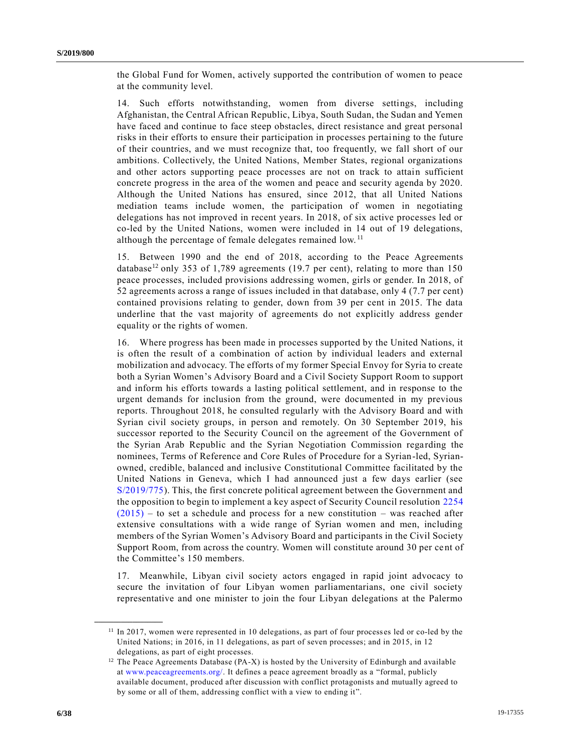the Global Fund for Women, actively supported the contribution of women to peace at the community level.

14. Such efforts notwithstanding, women from diverse settings, including Afghanistan, the Central African Republic, Libya, South Sudan, the Sudan and Yemen have faced and continue to face steep obstacles, direct resistance and great personal risks in their efforts to ensure their participation in processes pertaining to the future of their countries, and we must recognize that, too frequently, we fall short of our ambitions. Collectively, the United Nations, Member States, regional organizations and other actors supporting peace processes are not on track to attain sufficient concrete progress in the area of the women and peace and security agenda by 2020. Although the United Nations has ensured, since 2012, that all United Nations mediation teams include women, the participation of women in negotiating delegations has not improved in recent years. In 2018, of six active processes led or co-led by the United Nations, women were included in 14 out of 19 delegations, although the percentage of female delegates remained low.[11]

15. Between 1990 and the end of 2018, according to the Peace Agreements database[12] only 353 of 1,789 agreements (19.7 per cent), relating to more than 150 peace processes, included provisions addressing women, girls or gender. In 2018, of 52 agreements across a range of issues included in that database, only 4 (7.7 per cent) contained provisions relating to gender, down from 39 per cent in 2015. The data underline that the vast majority of agreements do not explicitly address gender equality or the rights of women.

16. Where progress has been made in processes supported by the United Nations, it is often the result of a combination of action by individual leaders and external mobilization and advocacy. The efforts of my former Special Envoy for Syria to create both a Syrian Women's Advisory Board and a Civil Society Support Room to support and inform his efforts towards a lasting political settlement, and in response to the urgent demands for inclusion from the ground, were documented in my previous reports. Throughout 2018, he consulted regularly with the Advisory Board and with Syrian civil society groups, in person and remotely. On 30 September 2019, his successor reported to the Security Council on the agreement of the Government of the Syrian Arab Republic and the Syrian Negotiation Commission regarding the nominees, Terms of Reference and Core Rules of Procedure for a Syrian-led, Syrian-owned, credible, balanced and inclusive Constitutional Committee facilitated by the United Nations in Geneva, which I had announced just a few days earlier (see S/2019/775). This, the first concrete political agreement between the Government and the opposition to begin to implement a key aspect of Security Council resolution 2254 (2015) – to set a schedule and process for a new constitution – was reached after extensive consultations with a wide range of Syrian women and men, including members of the Syrian Women's Advisory Board and participants in the Civil Society Support Room, from across the country. Women will constitute around 30 per cent of the Committee's 150 members.

17. Meanwhile, Libyan civil society actors engaged in rapid joint advocacy to secure the invitation of four Libyan women parliamentarians, one civil society representative and one minister to join the four Libyan delegations at the Palermo

---

[11] In 2017, women were represented in 10 delegations, as part of four processes led or co-led by the United Nations; in 2016, in 11 delegations, as part of seven processes; and in 2015, in 12 delegations, as part of eight processes.

[12] The Peace Agreements Database (PA-X) is hosted by the University of Edinburgh and available at www.peaceagreements.org/. It defines a peace agreement broadly as a "formal, publicly available document, produced after discussion with conflict protagonists and mutually agreed to by some or all of them, addressing conflict with a view to ending it".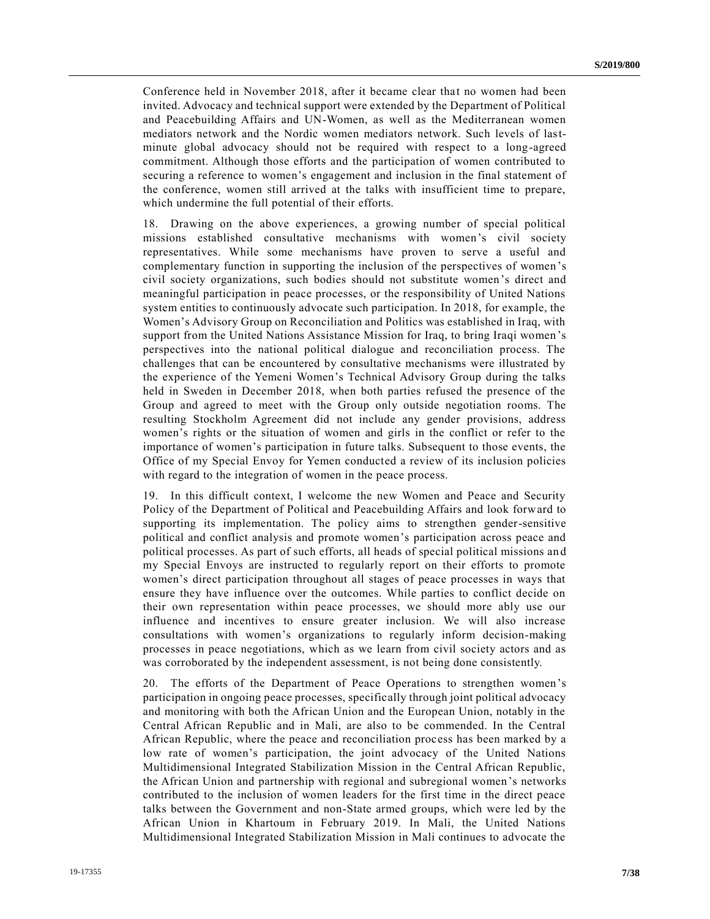Conference held in November 2018, after it became clear that no women had been invited. Advocacy and technical support were extended by the Department of Political and Peacebuilding Affairs and UN-Women, as well as the Mediterranean women mediators network and the Nordic women mediators network. Such levels of last-minute global advocacy should not be required with respect to a long-agreed commitment. Although those efforts and the participation of women contributed to securing a reference to women's engagement and inclusion in the final statement of the conference, women still arrived at the talks with insufficient time to prepare, which undermine the full potential of their efforts.

18. Drawing on the above experiences, a growing number of special political missions established consultative mechanisms with women's civil society representatives. While some mechanisms have proven to serve a useful and complementary function in supporting the inclusion of the perspectives of women's civil society organizations, such bodies should not substitute women's direct and meaningful participation in peace processes, or the responsibility of United Nations system entities to continuously advocate such participation. In 2018, for example, the Women's Advisory Group on Reconciliation and Politics was established in Iraq, with support from the United Nations Assistance Mission for Iraq, to bring Iraqi women's perspectives into the national political dialogue and reconciliation process. The challenges that can be encountered by consultative mechanisms were illustrated by the experience of the Yemeni Women's Technical Advisory Group during the talks held in Sweden in December 2018, when both parties refused the presence of the Group and agreed to meet with the Group only outside negotiation rooms. The resulting Stockholm Agreement did not include any gender provisions, address women's rights or the situation of women and girls in the conflict or refer to the importance of women's participation in future talks. Subsequent to those events, the Office of my Special Envoy for Yemen conducted a review of its inclusion policies with regard to the integration of women in the peace process.

19. In this difficult context, I welcome the new Women and Peace and Security Policy of the Department of Political and Peacebuilding Affairs and look forward to supporting its implementation. The policy aims to strengthen gender-sensitive political and conflict analysis and promote women's participation across peace and political processes. As part of such efforts, all heads of special political missions and my Special Envoys are instructed to regularly report on their efforts to promote women's direct participation throughout all stages of peace processes in ways that ensure they have influence over the outcomes. While parties to conflict decide on their own representation within peace processes, we should more ably use our influence and incentives to ensure greater inclusion. We will also increase consultations with women's organizations to regularly inform decision-making processes in peace negotiations, which as we learn from civil society actors and as was corroborated by the independent assessment, is not being done consistently.

20. The efforts of the Department of Peace Operations to strengthen women's participation in ongoing peace processes, specifically through joint political advocacy and monitoring with both the African Union and the European Union, notably in the Central African Republic and in Mali, are also to be commended. In the Central African Republic, where the peace and reconciliation process has been marked by a low rate of women's participation, the joint advocacy of the United Nations Multidimensional Integrated Stabilization Mission in the Central African Republic, the African Union and partnership with regional and subregional women's networks contributed to the inclusion of women leaders for the first time in the direct peace talks between the Government and non-State armed groups, which were led by the African Union in Khartoum in February 2019. In Mali, the United Nations Multidimensional Integrated Stabilization Mission in Mali continues to advocate the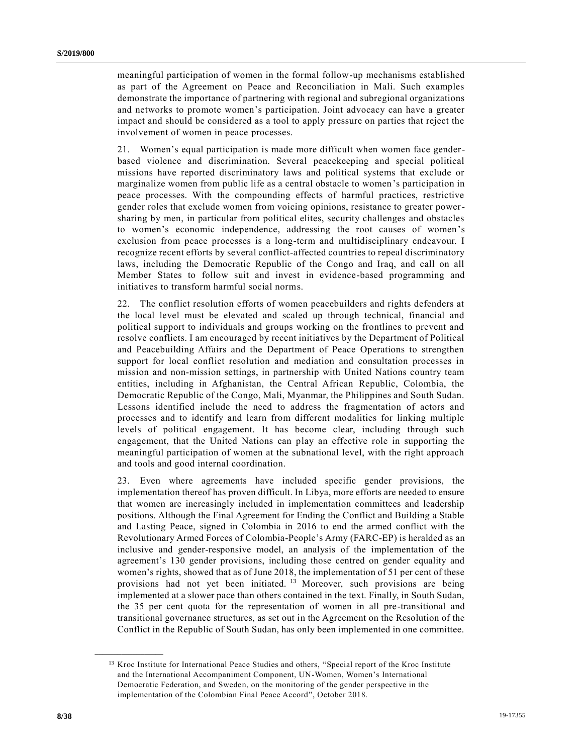meaningful participation of women in the formal follow-up mechanisms established as part of the Agreement on Peace and Reconciliation in Mali. Such examples demonstrate the importance of partnering with regional and subregional organizations and networks to promote women's participation. Joint advocacy can have a greater impact and should be considered as a tool to apply pressure on parties that reject the involvement of women in peace processes.

21. Women's equal participation is made more difficult when women face gender-based violence and discrimination. Several peacekeeping and special political missions have reported discriminatory laws and political systems that exclude or marginalize women from public life as a central obstacle to women's participation in peace processes. With the compounding effects of harmful practices, restrictive gender roles that exclude women from voicing opinions, resistance to greater power-sharing by men, in particular from political elites, security challenges and obstacles to women's economic independence, addressing the root causes of women's exclusion from peace processes is a long-term and multidisciplinary endeavour. I recognize recent efforts by several conflict-affected countries to repeal discriminatory laws, including the Democratic Republic of the Congo and Iraq, and call on all Member States to follow suit and invest in evidence-based programming and initiatives to transform harmful social norms.

22. The conflict resolution efforts of women peacebuilders and rights defenders at the local level must be elevated and scaled up through technical, financial and political support to individuals and groups working on the frontlines to prevent and resolve conflicts. I am encouraged by recent initiatives by the Department of Political and Peacebuilding Affairs and the Department of Peace Operations to strengthen support for local conflict resolution and mediation and consultation processes in mission and non-mission settings, in partnership with United Nations country team entities, including in Afghanistan, the Central African Republic, Colombia, the Democratic Republic of the Congo, Mali, Myanmar, the Philippines and South Sudan. Lessons identified include the need to address the fragmentation of actors and processes and to identify and learn from different modalities for linking multiple levels of political engagement. It has become clear, including through such engagement, that the United Nations can play an effective role in supporting the meaningful participation of women at the subnational level, with the right approach and tools and good internal coordination.

23. Even where agreements have included specific gender provisions, the implementation thereof has proven difficult. In Libya, more efforts are needed to ensure that women are increasingly included in implementation committees and leadership positions. Although the Final Agreement for Ending the Conflict and Building a Stable and Lasting Peace, signed in Colombia in 2016 to end the armed conflict with the Revolutionary Armed Forces of Colombia-People's Army (FARC-EP) is heralded as an inclusive and gender-responsive model, an analysis of the implementation of the agreement's 130 gender provisions, including those centred on gender equality and women's rights, showed that as of June 2018, the implementation of 51 per cent of these provisions had not yet been initiated.[13] Moreover, such provisions are being implemented at a slower pace than others contained in the text. Finally, in South Sudan, the 35 per cent quota for the representation of women in all pre-transitional and transitional governance structures, as set out in the Agreement on the Resolution of the Conflict in the Republic of South Sudan, has only been implemented in one committee.

---

[13] Kroc Institute for International Peace Studies and others, "Special report of the Kroc Institute and the International Accompaniment Component, UN-Women, Women's International Democratic Federation, and Sweden, on the monitoring of the gender perspective in the implementation of the Colombian Final Peace Accord", October 2018.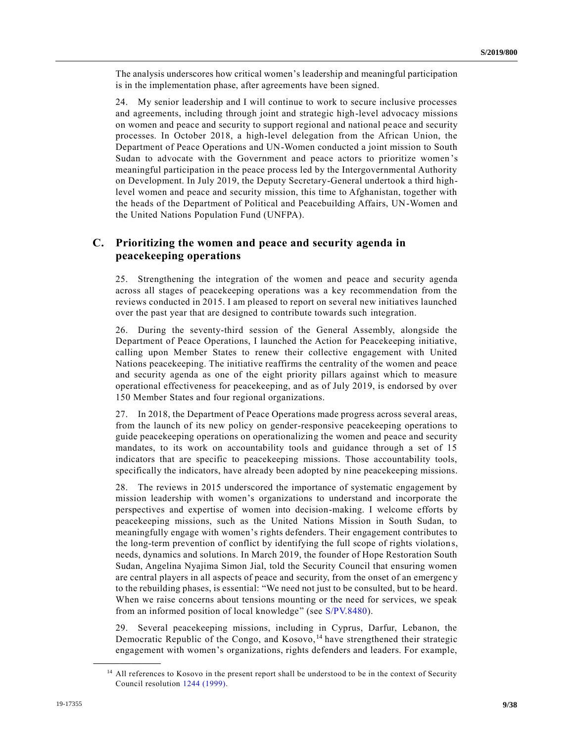The analysis underscores how critical women's leadership and meaningful participation is in the implementation phase, after agreements have been signed.

24. My senior leadership and I will continue to work to secure inclusive processes and agreements, including through joint and strategic high-level advocacy missions on women and peace and security to support regional and national peace and security processes. In October 2018, a high-level delegation from the African Union, the Department of Peace Operations and UN-Women conducted a joint mission to South Sudan to advocate with the Government and peace actors to prioritize women's meaningful participation in the peace process led by the Intergovernmental Authority on Development. In July 2019, the Deputy Secretary-General undertook a third high-level women and peace and security mission, this time to Afghanistan, together with the heads of the Department of Political and Peacebuilding Affairs, UN-Women and the United Nations Population Fund (UNFPA).

## C. Prioritizing the women and peace and security agenda in peacekeeping operations

25. Strengthening the integration of the women and peace and security agenda across all stages of peacekeeping operations was a key recommendation from the reviews conducted in 2015. I am pleased to report on several new initiatives launched over the past year that are designed to contribute towards such integration.

26. During the seventy-third session of the General Assembly, alongside the Department of Peace Operations, I launched the Action for Peacekeeping initiative, calling upon Member States to renew their collective engagement with United Nations peacekeeping. The initiative reaffirms the centrality of the women and peace and security agenda as one of the eight priority pillars against which to measure operational effectiveness for peacekeeping, and as of July 2019, is endorsed by over 150 Member States and four regional organizations.

27. In 2018, the Department of Peace Operations made progress across several areas, from the launch of its new policy on gender-responsive peacekeeping operations to guide peacekeeping operations on operationalizing the women and peace and security mandates, to its work on accountability tools and guidance through a set of 15 indicators that are specific to peacekeeping missions. Those accountability tools, specifically the indicators, have already been adopted by nine peacekeeping missions.

28. The reviews in 2015 underscored the importance of systematic engagement by mission leadership with women's organizations to understand and incorporate the perspectives and expertise of women into decision-making. I welcome efforts by peacekeeping missions, such as the United Nations Mission in South Sudan, to meaningfully engage with women's rights defenders. Their engagement contributes to the long-term prevention of conflict by identifying the full scope of rights violations, needs, dynamics and solutions. In March 2019, the founder of Hope Restoration South Sudan, Angelina Nyajima Simon Jial, told the Security Council that ensuring women are central players in all aspects of peace and security, from the onset of an emergency to the rebuilding phases, is essential: "We need not just to be consulted, but to be heard. When we raise concerns about tensions mounting or the need for services, we speak from an informed position of local knowledge" (see S/PV.8480).

29. Several peacekeeping missions, including in Cyprus, Darfur, Lebanon, the Democratic Republic of the Congo, and Kosovo,[14] have strengthened their strategic engagement with women's organizations, rights defenders and leaders. For example,

---

[14] All references to Kosovo in the present report shall be understood to be in the context of Security Council resolution 1244 (1999).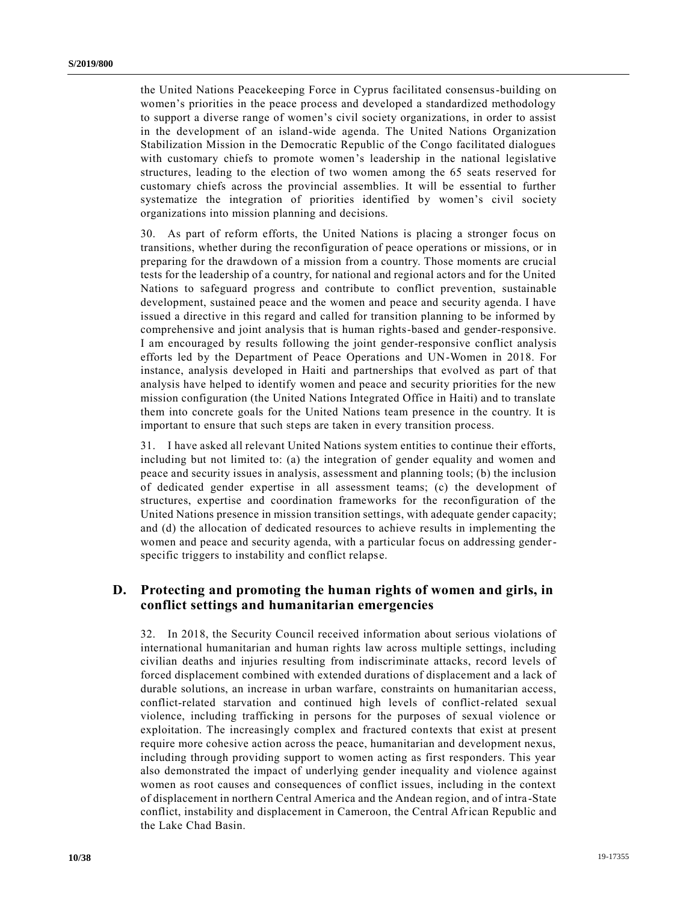the United Nations Peacekeeping Force in Cyprus facilitated consensus-building on women's priorities in the peace process and developed a standardized methodology to support a diverse range of women's civil society organizations, in order to assist in the development of an island-wide agenda. The United Nations Organization Stabilization Mission in the Democratic Republic of the Congo facilitated dialogues with customary chiefs to promote women's leadership in the national legislative structures, leading to the election of two women among the 65 seats reserved for customary chiefs across the provincial assemblies. It will be essential to further systematize the integration of priorities identified by women's civil society organizations into mission planning and decisions.

30. As part of reform efforts, the United Nations is placing a stronger focus on transitions, whether during the reconfiguration of peace operations or missions, or in preparing for the drawdown of a mission from a country. Those moments are crucial tests for the leadership of a country, for national and regional actors and for the United Nations to safeguard progress and contribute to conflict prevention, sustainable development, sustained peace and the women and peace and security agenda. I have issued a directive in this regard and called for transition planning to be informed by comprehensive and joint analysis that is human rights-based and gender-responsive. I am encouraged by results following the joint gender-responsive conflict analysis efforts led by the Department of Peace Operations and UN-Women in 2018. For instance, analysis developed in Haiti and partnerships that evolved as part of that analysis have helped to identify women and peace and security priorities for the new mission configuration (the United Nations Integrated Office in Haiti) and to translate them into concrete goals for the United Nations team presence in the country. It is important to ensure that such steps are taken in every transition process.

31. I have asked all relevant United Nations system entities to continue their efforts, including but not limited to: (a) the integration of gender equality and women and peace and security issues in analysis, assessment and planning tools; (b) the inclusion of dedicated gender expertise in all assessment teams; (c) the development of structures, expertise and coordination frameworks for the reconfiguration of the United Nations presence in mission transition settings, with adequate gender capacity; and (d) the allocation of dedicated resources to achieve results in implementing the women and peace and security agenda, with a particular focus on addressing gender-specific triggers to instability and conflict relapse.

## D. Protecting and promoting the human rights of women and girls, in conflict settings and humanitarian emergencies

32. In 2018, the Security Council received information about serious violations of international humanitarian and human rights law across multiple settings, including civilian deaths and injuries resulting from indiscriminate attacks, record levels of forced displacement combined with extended durations of displacement and a lack of durable solutions, an increase in urban warfare, constraints on humanitarian access, conflict-related starvation and continued high levels of conflict-related sexual violence, including trafficking in persons for the purposes of sexual violence or exploitation. The increasingly complex and fractured contexts that exist at present require more cohesive action across the peace, humanitarian and development nexus, including through providing support to women acting as first responders. This year also demonstrated the impact of underlying gender inequality and violence against women as root causes and consequences of conflict issues, including in the context of displacement in northern Central America and the Andean region, and of intra-State conflict, instability and displacement in Cameroon, the Central African Republic and the Lake Chad Basin.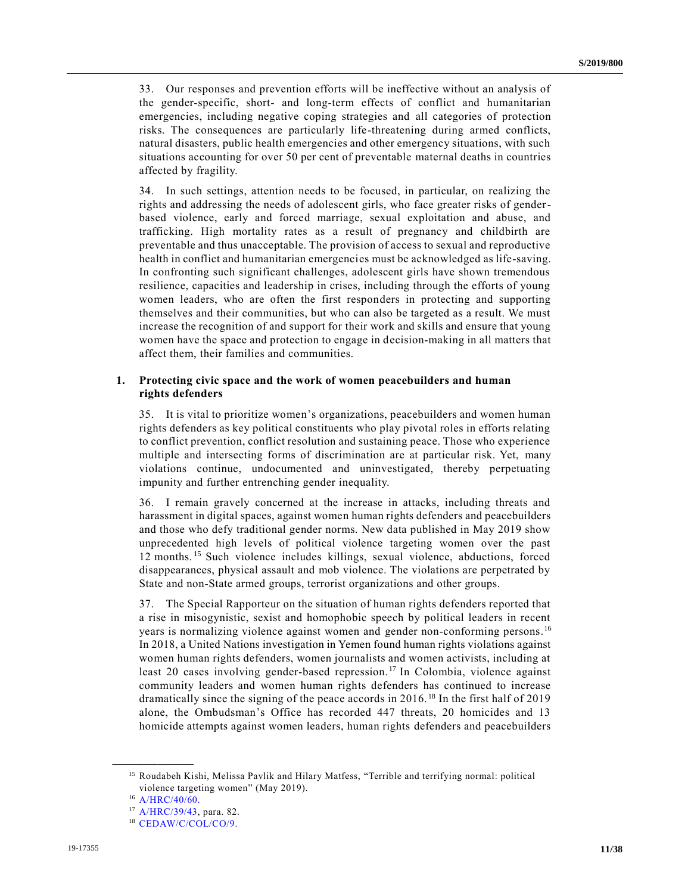33. Our responses and prevention efforts will be ineffective without an analysis of the gender-specific, short- and long-term effects of conflict and humanitarian emergencies, including negative coping strategies and all categories of protection risks. The consequences are particularly life-threatening during armed conflicts, natural disasters, public health emergencies and other emergency situations, with such situations accounting for over 50 per cent of preventable maternal deaths in countries affected by fragility.

34. In such settings, attention needs to be focused, in particular, on realizing the rights and addressing the needs of adolescent girls, who face greater risks of gender-based violence, early and forced marriage, sexual exploitation and abuse, and trafficking. High mortality rates as a result of pregnancy and childbirth are preventable and thus unacceptable. The provision of access to sexual and reproductive health in conflict and humanitarian emergencies must be acknowledged as life-saving. In confronting such significant challenges, adolescent girls have shown tremendous resilience, capacities and leadership in crises, including through the efforts of young women leaders, who are often the first responders in protecting and supporting themselves and their communities, but who can also be targeted as a result. We must increase the recognition of and support for their work and skills and ensure that young women have the space and protection to engage in decision-making in all matters that affect them, their families and communities.

### 1. Protecting civic space and the work of women peacebuilders and human rights defenders

35. It is vital to prioritize women's organizations, peacebuilders and women human rights defenders as key political constituents who play pivotal roles in efforts relating to conflict prevention, conflict resolution and sustaining peace. Those who experience multiple and intersecting forms of discrimination are at particular risk. Yet, many violations continue, undocumented and uninvestigated, thereby perpetuating impunity and further entrenching gender inequality.

36. I remain gravely concerned at the increase in attacks, including threats and harassment in digital spaces, against women human rights defenders and peacebuilders and those who defy traditional gender norms. New data published in May 2019 show unprecedented high levels of political violence targeting women over the past 12 months.[15] Such violence includes killings, sexual violence, abductions, forced disappearances, physical assault and mob violence. The violations are perpetrated by State and non-State armed groups, terrorist organizations and other groups.

37. The Special Rapporteur on the situation of human rights defenders reported that a rise in misogynistic, sexist and homophobic speech by political leaders in recent years is normalizing violence against women and gender non-conforming persons.[16] In 2018, a United Nations investigation in Yemen found human rights violations against women human rights defenders, women journalists and women activists, including at least 20 cases involving gender-based repression.[17] In Colombia, violence against community leaders and women human rights defenders has continued to increase dramatically since the signing of the peace accords in 2016.[18] In the first half of 2019 alone, the Ombudsman's Office has recorded 447 threats, 20 homicides and 13 homicide attempts against women leaders, human rights defenders and peacebuilders

---

[15] Roudabeh Kishi, Melissa Pavlik and Hilary Matfess, "Terrible and terrifying normal: political violence targeting women" (May 2019).

[16] A/HRC/40/60.

[17] A/HRC/39/43, para. 82.

[18] CEDAW/C/COL/CO/9.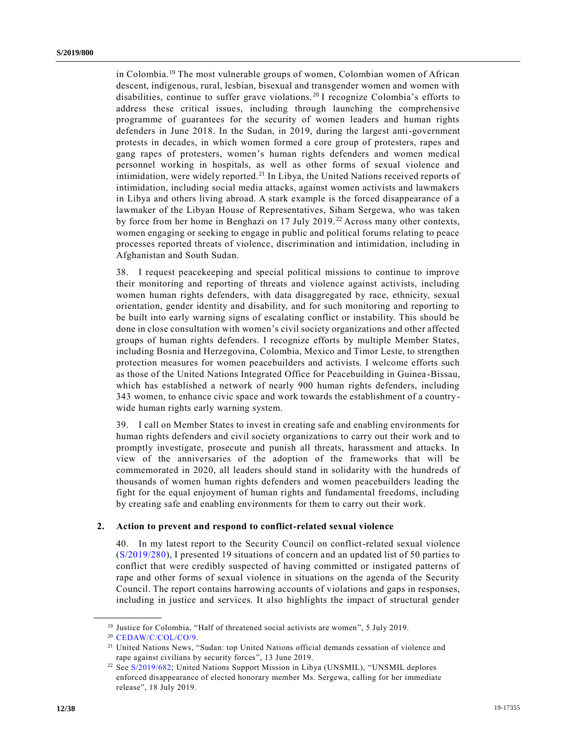in Colombia.[19] The most vulnerable groups of women, Colombian women of African descent, indigenous, rural, lesbian, bisexual and transgender women and women with disabilities, continue to suffer grave violations.[20] I recognize Colombia's efforts to address these critical issues, including through launching the comprehensive programme of guarantees for the security of women leaders and human rights defenders in June 2018. In the Sudan, in 2019, during the largest anti-government protests in decades, in which women formed a core group of protesters, rapes and gang rapes of protesters, women's human rights defenders and women medical personnel working in hospitals, as well as other forms of sexual violence and intimidation, were widely reported.[21] In Libya, the United Nations received reports of intimidation, including social media attacks, against women activists and lawmakers in Libya and others living abroad. A stark example is the forced disappearance of a lawmaker of the Libyan House of Representatives, Siham Sergewa, who was taken by force from her home in Benghazi on 17 July 2019.[22] Across many other contexts, women engaging or seeking to engage in public and political forums relating to peace processes reported threats of violence, discrimination and intimidation, including in Afghanistan and South Sudan.

38. I request peacekeeping and special political missions to continue to improve their monitoring and reporting of threats and violence against activists, including women human rights defenders, with data disaggregated by race, ethnicity, sexual orientation, gender identity and disability, and for such monitoring and reporting to be built into early warning signs of escalating conflict or instability. This should be done in close consultation with women's civil society organizations and other affected groups of human rights defenders. I recognize efforts by multiple Member States, including Bosnia and Herzegovina, Colombia, Mexico and Timor Leste, to strengthen protection measures for women peacebuilders and activists. I welcome efforts such as those of the United Nations Integrated Office for Peacebuilding in Guinea-Bissau, which has established a network of nearly 900 human rights defenders, including 343 women, to enhance civic space and work towards the establishment of a country-wide human rights early warning system.

39. I call on Member States to invest in creating safe and enabling environments for human rights defenders and civil society organizations to carry out their work and to promptly investigate, prosecute and punish all threats, harassment and attacks. In view of the anniversaries of the adoption of the frameworks that will be commemorated in 2020, all leaders should stand in solidarity with the hundreds of thousands of women human rights defenders and women peacebuilders leading the fight for the equal enjoyment of human rights and fundamental freedoms, including by creating safe and enabling environments for them to carry out their work.

### 2. Action to prevent and respond to conflict-related sexual violence

40. In my latest report to the Security Council on conflict-related sexual violence (S/2019/280), I presented 19 situations of concern and an updated list of 50 parties to conflict that were credibly suspected of having committed or instigated patterns of rape and other forms of sexual violence in situations on the agenda of the Security Council. The report contains harrowing accounts of violations and gaps in responses, including in justice and services. It also highlights the impact of structural gender

---

[19] Justice for Colombia, "Half of threatened social activists are women", 5 July 2019.

[20] CEDAW/C/COL/CO/9.

[21] United Nations News, "Sudan: top United Nations official demands cessation of violence and rape against civilians by security forces", 13 June 2019.

[22] See S/2019/682; United Nations Support Mission in Libya (UNSMIL), "UNSMIL deplores enforced disappearance of elected honorary member Ms. Sergewa, calling for her immediate release", 18 July 2019.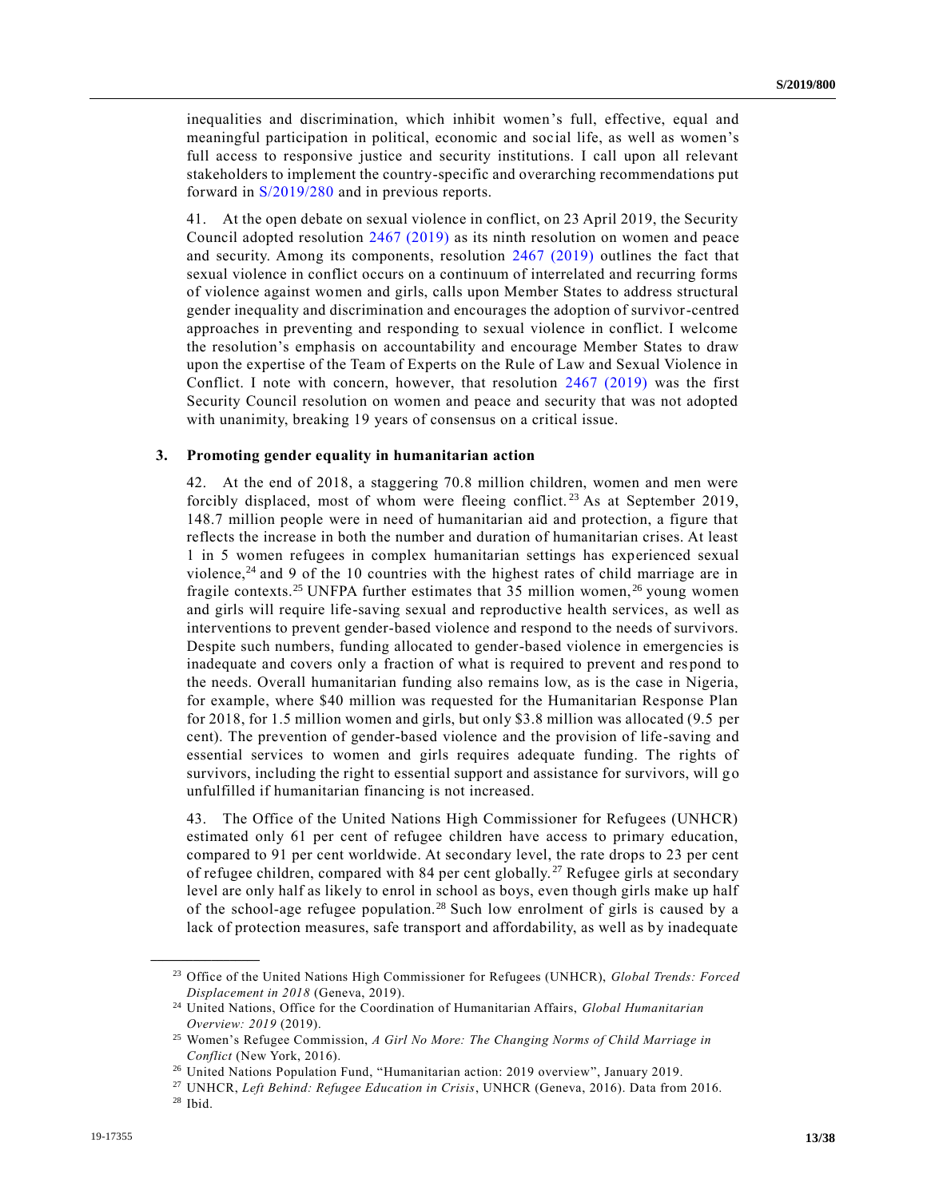inequalities and discrimination, which inhibit women's full, effective, equal and meaningful participation in political, economic and social life, as well as women's full access to responsive justice and security institutions. I call upon all relevant stakeholders to implement the country-specific and overarching recommendations put forward in S/2019/280 and in previous reports.

41. At the open debate on sexual violence in conflict, on 23 April 2019, the Security Council adopted resolution 2467 (2019) as its ninth resolution on women and peace and security. Among its components, resolution 2467 (2019) outlines the fact that sexual violence in conflict occurs on a continuum of interrelated and recurring forms of violence against women and girls, calls upon Member States to address structural gender inequality and discrimination and encourages the adoption of survivor-centred approaches in preventing and responding to sexual violence in conflict. I welcome the resolution's emphasis on accountability and encourage Member States to draw upon the expertise of the Team of Experts on the Rule of Law and Sexual Violence in Conflict. I note with concern, however, that resolution 2467 (2019) was the first Security Council resolution on women and peace and security that was not adopted with unanimity, breaking 19 years of consensus on a critical issue.

### 3. Promoting gender equality in humanitarian action

42. At the end of 2018, a staggering 70.8 million children, women and men were forcibly displaced, most of whom were fleeing conflict.[23] As at September 2019, 148.7 million people were in need of humanitarian aid and protection, a figure that reflects the increase in both the number and duration of humanitarian crises. At least 1 in 5 women refugees in complex humanitarian settings has experienced sexual violence,[24] and 9 of the 10 countries with the highest rates of child marriage are in fragile contexts.[25] UNFPA further estimates that 35 million women,[26] young women and girls will require life-saving sexual and reproductive health services, as well as interventions to prevent gender-based violence and respond to the needs of survivors. Despite such numbers, funding allocated to gender-based violence in emergencies is inadequate and covers only a fraction of what is required to prevent and respond to the needs. Overall humanitarian funding also remains low, as is the case in Nigeria, for example, where $40 million was requested for the Humanitarian Response Plan for 2018, for 1.5 million women and girls, but only $3.8 million was allocated (9.5 per cent). The prevention of gender-based violence and the provision of life-saving and essential services to women and girls requires adequate funding. The rights of survivors, including the right to essential support and assistance for survivors, will go unfulfilled if humanitarian financing is not increased.

43. The Office of the United Nations High Commissioner for Refugees (UNHCR) estimated only 61 per cent of refugee children have access to primary education, compared to 91 per cent worldwide. At secondary level, the rate drops to 23 per cent of refugee children, compared with 84 per cent globally.[27] Refugee girls at secondary level are only half as likely to enrol in school as boys, even though girls make up half of the school-age refugee population.[28] Such low enrolment of girls is caused by a lack of protection measures, safe transport and affordability, as well as by inadequate

---

[23] Office of the United Nations High Commissioner for Refugees (UNHCR), *Global Trends: Forced Displacement in 2018* (Geneva, 2019).

[24] United Nations, Office for the Coordination of Humanitarian Affairs, *Global Humanitarian Overview: 2019* (2019).

[25] Women's Refugee Commission, *A Girl No More: The Changing Norms of Child Marriage in Conflict* (New York, 2016).

[26] United Nations Population Fund, "Humanitarian action: 2019 overview", January 2019.

[27] UNHCR, *Left Behind: Refugee Education in Crisis*, UNHCR (Geneva, 2016). Data from 2016.

[28] Ibid.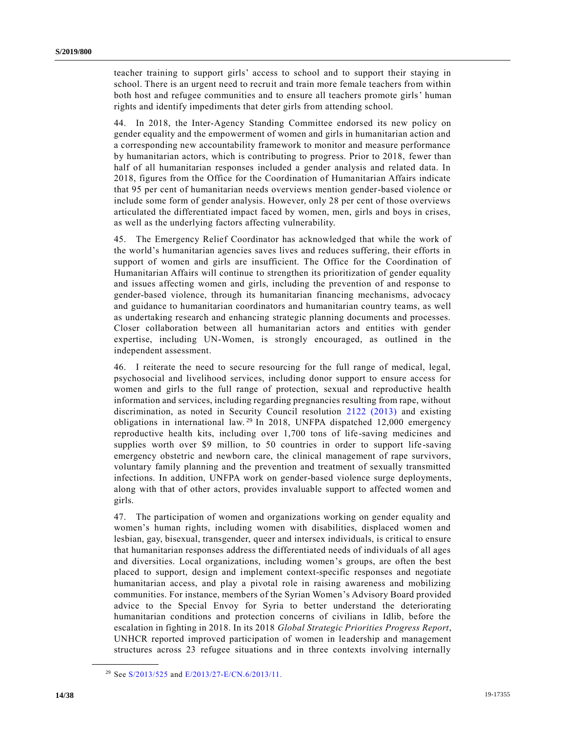teacher training to support girls' access to school and to support their staying in school. There is an urgent need to recruit and train more female teachers from within both host and refugee communities and to ensure all teachers promote girls' human rights and identify impediments that deter girls from attending school.

44. In 2018, the Inter-Agency Standing Committee endorsed its new policy on gender equality and the empowerment of women and girls in humanitarian action and a corresponding new accountability framework to monitor and measure performance by humanitarian actors, which is contributing to progress. Prior to 2018, fewer than half of all humanitarian responses included a gender analysis and related data. In 2018, figures from the Office for the Coordination of Humanitarian Affairs indicate that 95 per cent of humanitarian needs overviews mention gender-based violence or include some form of gender analysis. However, only 28 per cent of those overviews articulated the differentiated impact faced by women, men, girls and boys in crises, as well as the underlying factors affecting vulnerability.

45. The Emergency Relief Coordinator has acknowledged that while the work of the world's humanitarian agencies saves lives and reduces suffering, their efforts in support of women and girls are insufficient. The Office for the Coordination of Humanitarian Affairs will continue to strengthen its prioritization of gender equality and issues affecting women and girls, including the prevention of and response to gender-based violence, through its humanitarian financing mechanisms, advocacy and guidance to humanitarian coordinators and humanitarian country teams, as well as undertaking research and enhancing strategic planning documents and processes. Closer collaboration between all humanitarian actors and entities with gender expertise, including UN-Women, is strongly encouraged, as outlined in the independent assessment.

46. I reiterate the need to secure resourcing for the full range of medical, legal, psychosocial and livelihood services, including donor support to ensure access for women and girls to the full range of protection, sexual and reproductive health information and services, including regarding pregnancies resulting from rape, without discrimination, as noted in Security Council resolution 2122 (2013) and existing obligations in international law.[29] In 2018, UNFPA dispatched 12,000 emergency reproductive health kits, including over 1,700 tons of life-saving medicines and supplies worth over $9 million, to 50 countries in order to support life-saving emergency obstetric and newborn care, the clinical management of rape survivors, voluntary family planning and the prevention and treatment of sexually transmitted infections. In addition, UNFPA work on gender-based violence surge deployments, along with that of other actors, provides invaluable support to affected women and girls.

47. The participation of women and organizations working on gender equality and women's human rights, including women with disabilities, displaced women and lesbian, gay, bisexual, transgender, queer and intersex individuals, is critical to ensure that humanitarian responses address the differentiated needs of individuals of all ages and diversities. Local organizations, including women's groups, are often the best placed to support, design and implement context-specific responses and negotiate humanitarian access, and play a pivotal role in raising awareness and mobilizing communities. For instance, members of the Syrian Women's Advisory Board provided advice to the Special Envoy for Syria to better understand the deteriorating humanitarian conditions and protection concerns of civilians in Idlib, before the escalation in fighting in 2018. In its 2018 *Global Strategic Priorities Progress Report*, UNHCR reported improved participation of women in leadership and management structures across 23 refugee situations and in three contexts involving internally

[29] See S/2013/525 and E/2013/27-E/CN.6/2013/11.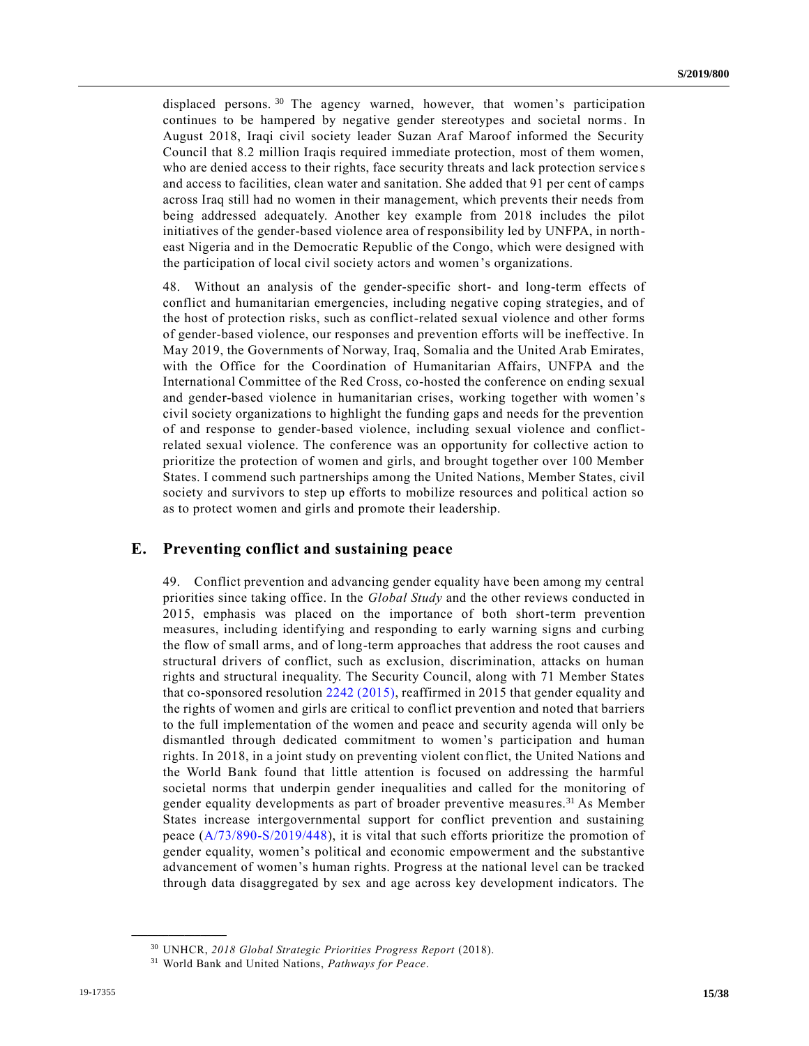displaced persons.[30] The agency warned, however, that women's participation continues to be hampered by negative gender stereotypes and societal norms. In August 2018, Iraqi civil society leader Suzan Araf Maroof informed the Security Council that 8.2 million Iraqis required immediate protection, most of them women, who are denied access to their rights, face security threats and lack protection services and access to facilities, clean water and sanitation. She added that 91 per cent of camps across Iraq still had no women in their management, which prevents their needs from being addressed adequately. Another key example from 2018 includes the pilot initiatives of the gender-based violence area of responsibility led by UNFPA, in north-east Nigeria and in the Democratic Republic of the Congo, which were designed with the participation of local civil society actors and women's organizations.

48. Without an analysis of the gender-specific short- and long-term effects of conflict and humanitarian emergencies, including negative coping strategies, and of the host of protection risks, such as conflict-related sexual violence and other forms of gender-based violence, our responses and prevention efforts will be ineffective. In May 2019, the Governments of Norway, Iraq, Somalia and the United Arab Emirates, with the Office for the Coordination of Humanitarian Affairs, UNFPA and the International Committee of the Red Cross, co-hosted the conference on ending sexual and gender-based violence in humanitarian crises, working together with women's civil society organizations to highlight the funding gaps and needs for the prevention of and response to gender-based violence, including sexual violence and conflict-related sexual violence. The conference was an opportunity for collective action to prioritize the protection of women and girls, and brought together over 100 Member States. I commend such partnerships among the United Nations, Member States, civil society and survivors to step up efforts to mobilize resources and political action so as to protect women and girls and promote their leadership.

## E. Preventing conflict and sustaining peace

49. Conflict prevention and advancing gender equality have been among my central priorities since taking office. In the *Global Study* and the other reviews conducted in 2015, emphasis was placed on the importance of both short-term prevention measures, including identifying and responding to early warning signs and curbing the flow of small arms, and of long-term approaches that address the root causes and structural drivers of conflict, such as exclusion, discrimination, attacks on human rights and structural inequality. The Security Council, along with 71 Member States that co-sponsored resolution 2242 (2015), reaffirmed in 2015 that gender equality and the rights of women and girls are critical to conflict prevention and noted that barriers to the full implementation of the women and peace and security agenda will only be dismantled through dedicated commitment to women's participation and human rights. In 2018, in a joint study on preventing violent conflict, the United Nations and the World Bank found that little attention is focused on addressing the harmful societal norms that underpin gender inequalities and called for the monitoring of gender equality developments as part of broader preventive measures.[31] As Member States increase intergovernmental support for conflict prevention and sustaining peace (A/73/890-S/2019/448), it is vital that such efforts prioritize the promotion of gender equality, women's political and economic empowerment and the substantive advancement of women's human rights. Progress at the national level can be tracked through data disaggregated by sex and age across key development indicators. The

[30] UNHCR, *2018 Global Strategic Priorities Progress Report* (2018).

[31] World Bank and United Nations, *Pathways for Peace*.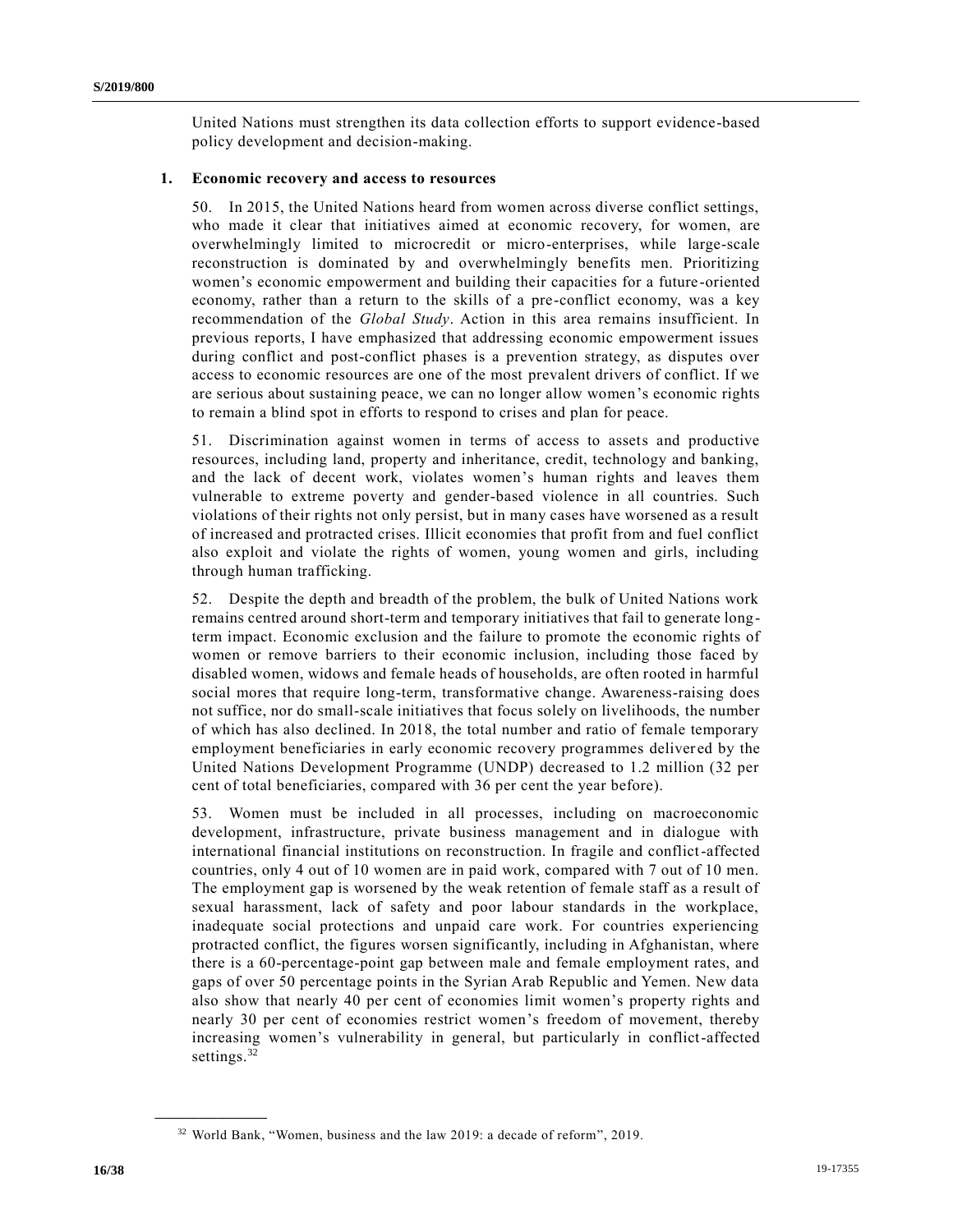United Nations must strengthen its data collection efforts to support evidence-based policy development and decision-making.

### 1. Economic recovery and access to resources

50. In 2015, the United Nations heard from women across diverse conflict settings, who made it clear that initiatives aimed at economic recovery, for women, are overwhelmingly limited to microcredit or micro-enterprises, while large-scale reconstruction is dominated by and overwhelmingly benefits men. Prioritizing women's economic empowerment and building their capacities for a future-oriented economy, rather than a return to the skills of a pre-conflict economy, was a key recommendation of the *Global Study*. Action in this area remains insufficient. In previous reports, I have emphasized that addressing economic empowerment issues during conflict and post-conflict phases is a prevention strategy, as disputes over access to economic resources are one of the most prevalent drivers of conflict. If we are serious about sustaining peace, we can no longer allow women's economic rights to remain a blind spot in efforts to respond to crises and plan for peace.

51. Discrimination against women in terms of access to assets and productive resources, including land, property and inheritance, credit, technology and banking, and the lack of decent work, violates women's human rights and leaves them vulnerable to extreme poverty and gender-based violence in all countries. Such violations of their rights not only persist, but in many cases have worsened as a result of increased and protracted crises. Illicit economies that profit from and fuel conflict also exploit and violate the rights of women, young women and girls, including through human trafficking.

52. Despite the depth and breadth of the problem, the bulk of United Nations work remains centred around short-term and temporary initiatives that fail to generate long-term impact. Economic exclusion and the failure to promote the economic rights of women or remove barriers to their economic inclusion, including those faced by disabled women, widows and female heads of households, are often rooted in harmful social mores that require long-term, transformative change. Awareness-raising does not suffice, nor do small-scale initiatives that focus solely on livelihoods, the number of which has also declined. In 2018, the total number and ratio of female temporary employment beneficiaries in early economic recovery programmes delivered by the United Nations Development Programme (UNDP) decreased to 1.2 million (32 per cent of total beneficiaries, compared with 36 per cent the year before).

53. Women must be included in all processes, including on macroeconomic development, infrastructure, private business management and in dialogue with international financial institutions on reconstruction. In fragile and conflict-affected countries, only 4 out of 10 women are in paid work, compared with 7 out of 10 men. The employment gap is worsened by the weak retention of female staff as a result of sexual harassment, lack of safety and poor labour standards in the workplace, inadequate social protections and unpaid care work. For countries experiencing protracted conflict, the figures worsen significantly, including in Afghanistan, where there is a 60-percentage-point gap between male and female employment rates, and gaps of over 50 percentage points in the Syrian Arab Republic and Yemen. New data also show that nearly 40 per cent of economies limit women's property rights and nearly 30 per cent of economies restrict women's freedom of movement, thereby increasing women's vulnerability in general, but particularly in conflict-affected settings.[32]

---

[32] World Bank, "Women, business and the law 2019: a decade of reform", 2019.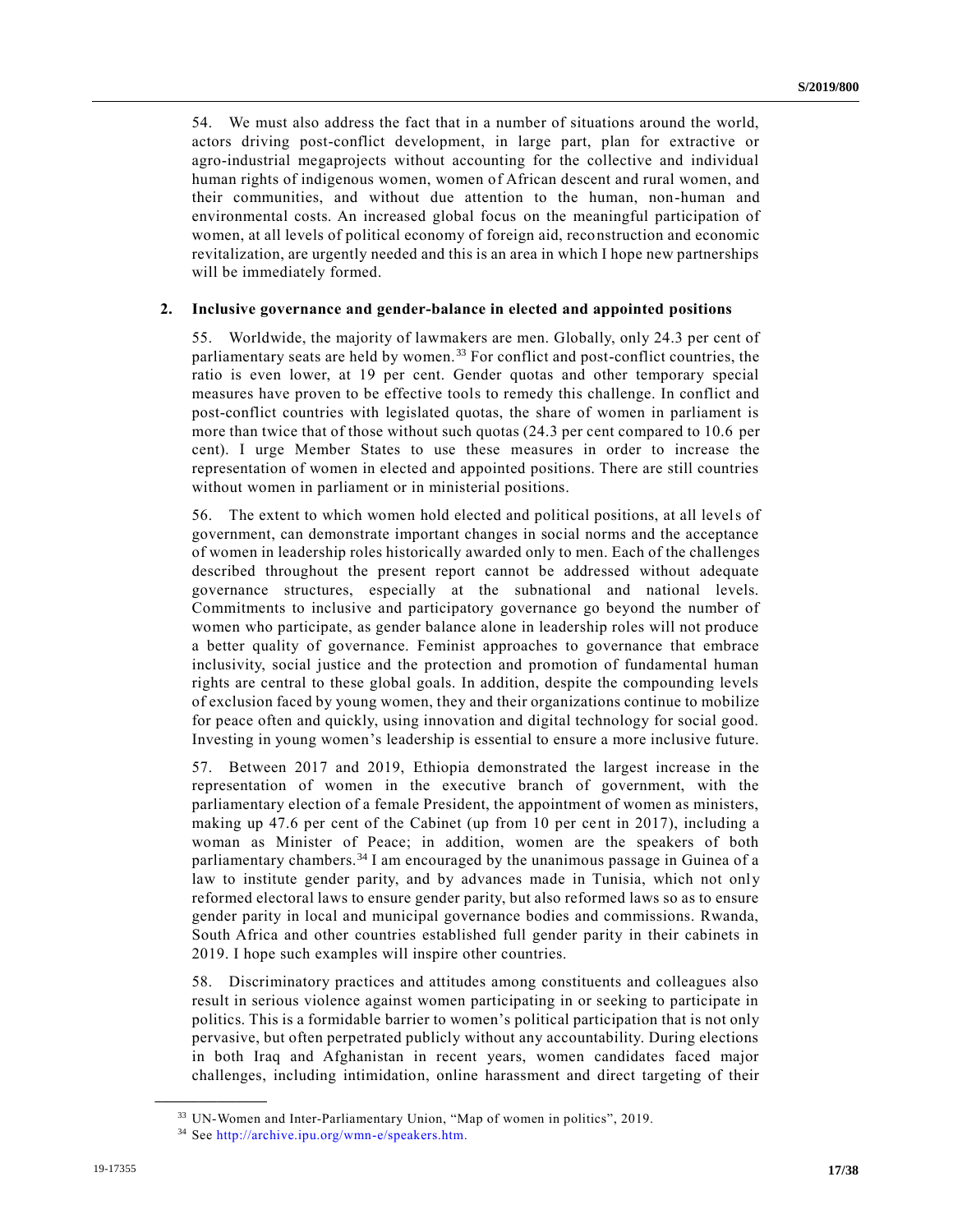54. We must also address the fact that in a number of situations around the world, actors driving post-conflict development, in large part, plan for extractive or agro-industrial megaprojects without accounting for the collective and individual human rights of indigenous women, women of African descent and rural women, and their communities, and without due attention to the human, non-human and environmental costs. An increased global focus on the meaningful participation of women, at all levels of political economy of foreign aid, reconstruction and economic revitalization, are urgently needed and this is an area in which I hope new partnerships will be immediately formed.

### 2. Inclusive governance and gender-balance in elected and appointed positions

55. Worldwide, the majority of lawmakers are men. Globally, only 24.3 per cent of parliamentary seats are held by women.[33] For conflict and post-conflict countries, the ratio is even lower, at 19 per cent. Gender quotas and other temporary special measures have proven to be effective tools to remedy this challenge. In conflict and post-conflict countries with legislated quotas, the share of women in parliament is more than twice that of those without such quotas (24.3 per cent compared to 10.6 per cent). I urge Member States to use these measures in order to increase the representation of women in elected and appointed positions. There are still countries without women in parliament or in ministerial positions.

56. The extent to which women hold elected and political positions, at all levels of government, can demonstrate important changes in social norms and the acceptance of women in leadership roles historically awarded only to men. Each of the challenges described throughout the present report cannot be addressed without adequate governance structures, especially at the subnational and national levels. Commitments to inclusive and participatory governance go beyond the number of women who participate, as gender balance alone in leadership roles will not produce a better quality of governance. Feminist approaches to governance that embrace inclusivity, social justice and the protection and promotion of fundamental human rights are central to these global goals. In addition, despite the compounding levels of exclusion faced by young women, they and their organizations continue to mobilize for peace often and quickly, using innovation and digital technology for social good. Investing in young women's leadership is essential to ensure a more inclusive future.

57. Between 2017 and 2019, Ethiopia demonstrated the largest increase in the representation of women in the executive branch of government, with the parliamentary election of a female President, the appointment of women as ministers, making up 47.6 per cent of the Cabinet (up from 10 per cent in 2017), including a woman as Minister of Peace; in addition, women are the speakers of both parliamentary chambers.[34] I am encouraged by the unanimous passage in Guinea of a law to institute gender parity, and by advances made in Tunisia, which not only reformed electoral laws to ensure gender parity, but also reformed laws so as to ensure gender parity in local and municipal governance bodies and commissions. Rwanda, South Africa and other countries established full gender parity in their cabinets in 2019. I hope such examples will inspire other countries.

58. Discriminatory practices and attitudes among constituents and colleagues also result in serious violence against women participating in or seeking to participate in politics. This is a formidable barrier to women's political participation that is not only pervasive, but often perpetrated publicly without any accountability. During elections in both Iraq and Afghanistan in recent years, women candidates faced major challenges, including intimidation, online harassment and direct targeting of their

---

[33] UN-Women and Inter-Parliamentary Union, "Map of women in politics", 2019.

[34] See http://archive.ipu.org/wmn-e/speakers.htm.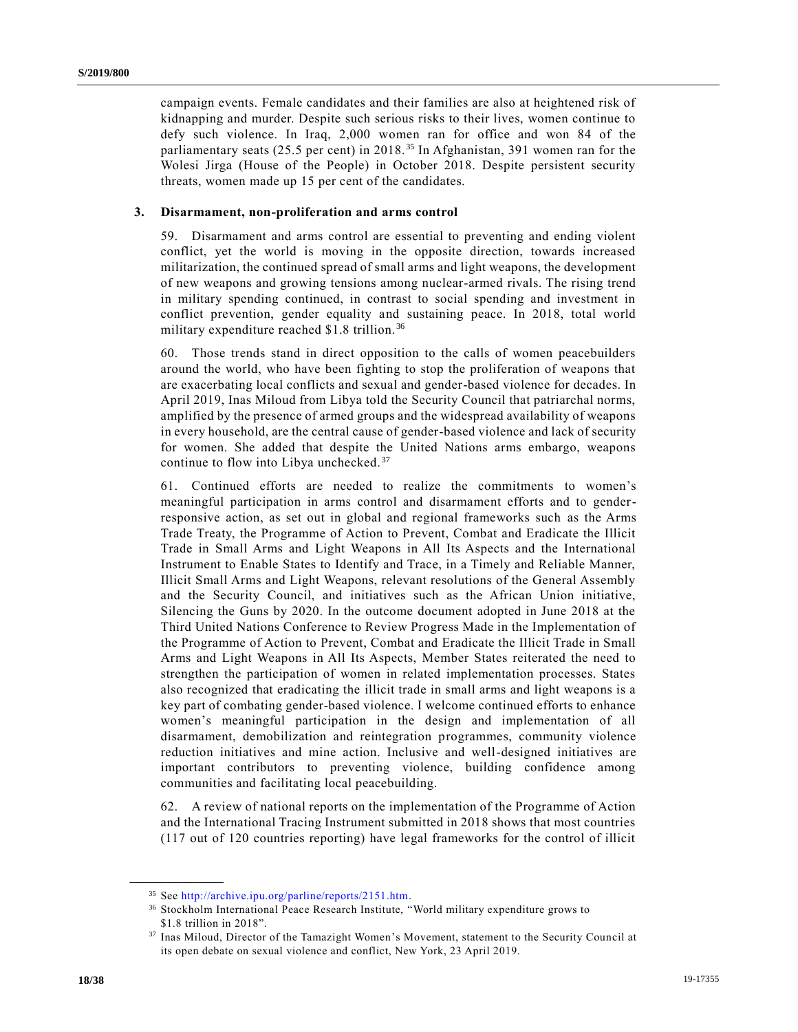campaign events. Female candidates and their families are also at heightened risk of kidnapping and murder. Despite such serious risks to their lives, women continue to defy such violence. In Iraq, 2,000 women ran for office and won 84 of the parliamentary seats (25.5 per cent) in 2018.[35] In Afghanistan, 391 women ran for the Wolesi Jirga (House of the People) in October 2018. Despite persistent security threats, women made up 15 per cent of the candidates.

### 3. Disarmament, non-proliferation and arms control

59. Disarmament and arms control are essential to preventing and ending violent conflict, yet the world is moving in the opposite direction, towards increased militarization, the continued spread of small arms and light weapons, the development of new weapons and growing tensions among nuclear-armed rivals. The rising trend in military spending continued, in contrast to social spending and investment in conflict prevention, gender equality and sustaining peace. In 2018, total world military expenditure reached $1.8 trillion.[36]

60. Those trends stand in direct opposition to the calls of women peacebuilders around the world, who have been fighting to stop the proliferation of weapons that are exacerbating local conflicts and sexual and gender-based violence for decades. In April 2019, Inas Miloud from Libya told the Security Council that patriarchal norms, amplified by the presence of armed groups and the widespread availability of weapons in every household, are the central cause of gender-based violence and lack of security for women. She added that despite the United Nations arms embargo, weapons continue to flow into Libya unchecked.[37]

61. Continued efforts are needed to realize the commitments to women's meaningful participation in arms control and disarmament efforts and to gender-responsive action, as set out in global and regional frameworks such as the Arms Trade Treaty, the Programme of Action to Prevent, Combat and Eradicate the Illicit Trade in Small Arms and Light Weapons in All Its Aspects and the International Instrument to Enable States to Identify and Trace, in a Timely and Reliable Manner, Illicit Small Arms and Light Weapons, relevant resolutions of the General Assembly and the Security Council, and initiatives such as the African Union initiative, Silencing the Guns by 2020. In the outcome document adopted in June 2018 at the Third United Nations Conference to Review Progress Made in the Implementation of the Programme of Action to Prevent, Combat and Eradicate the Illicit Trade in Small Arms and Light Weapons in All Its Aspects, Member States reiterated the need to strengthen the participation of women in related implementation processes. States also recognized that eradicating the illicit trade in small arms and light weapons is a key part of combating gender-based violence. I welcome continued efforts to enhance women's meaningful participation in the design and implementation of all disarmament, demobilization and reintegration programmes, community violence reduction initiatives and mine action. Inclusive and well-designed initiatives are important contributors to preventing violence, building confidence among communities and facilitating local peacebuilding.

62. A review of national reports on the implementation of the Programme of Action and the International Tracing Instrument submitted in 2018 shows that most countries (117 out of 120 countries reporting) have legal frameworks for the control of illicit

---

[35] See http://archive.ipu.org/parline/reports/2151.htm.

[36] Stockholm International Peace Research Institute, "World military expenditure grows to $1.8 trillion in 2018".

[37] Inas Miloud, Director of the Tamazight Women's Movement, statement to the Security Council at its open debate on sexual violence and conflict, New York, 23 April 2019.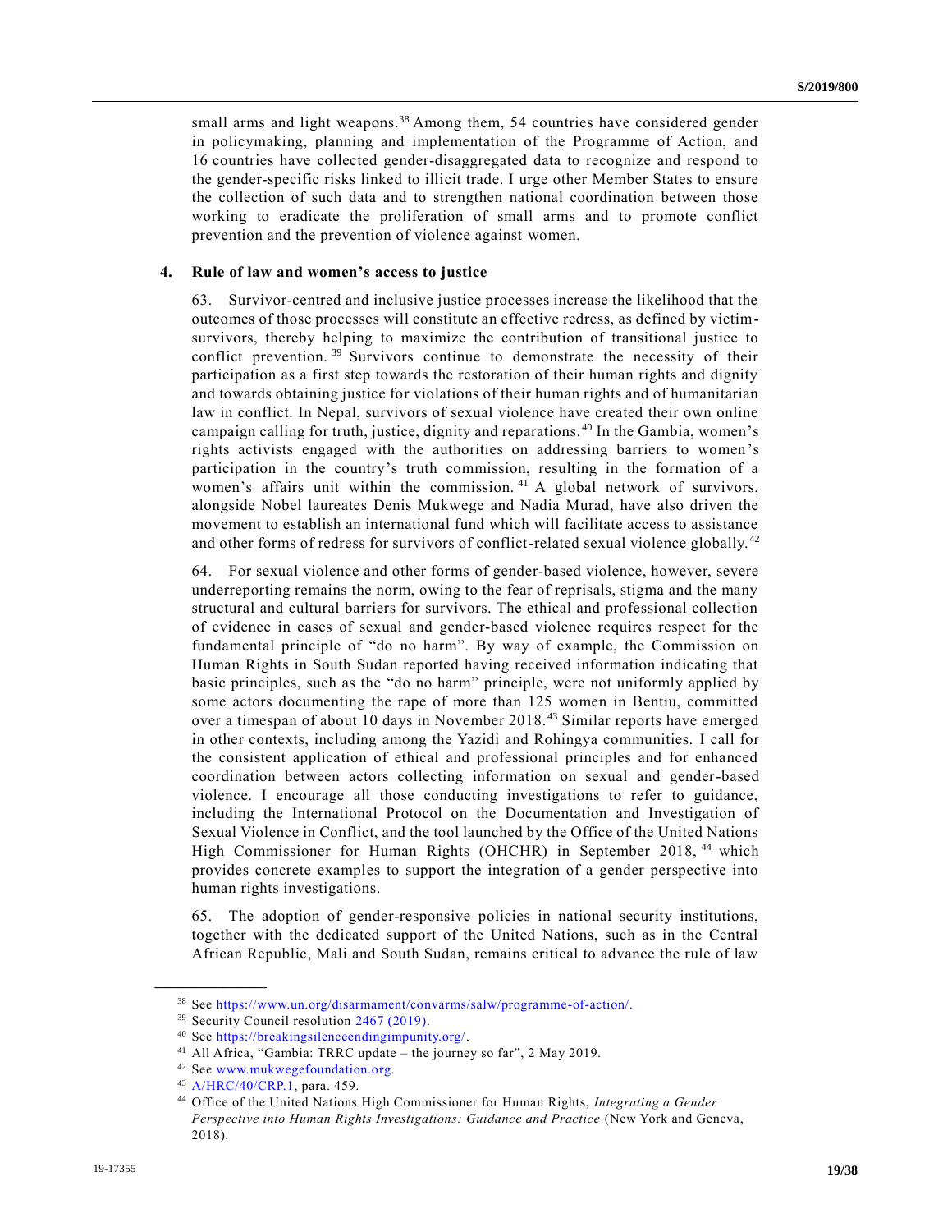small arms and light weapons.[38] Among them, 54 countries have considered gender in policymaking, planning and implementation of the Programme of Action, and 16 countries have collected gender-disaggregated data to recognize and respond to the gender-specific risks linked to illicit trade. I urge other Member States to ensure the collection of such data and to strengthen national coordination between those working to eradicate the proliferation of small arms and to promote conflict prevention and the prevention of violence against women.

### 4. Rule of law and women's access to justice

63. Survivor-centred and inclusive justice processes increase the likelihood that the outcomes of those processes will constitute an effective redress, as defined by victim-survivors, thereby helping to maximize the contribution of transitional justice to conflict prevention.[39] Survivors continue to demonstrate the necessity of their participation as a first step towards the restoration of their human rights and dignity and towards obtaining justice for violations of their human rights and of humanitarian law in conflict. In Nepal, survivors of sexual violence have created their own online campaign calling for truth, justice, dignity and reparations.[40] In the Gambia, women's rights activists engaged with the authorities on addressing barriers to women's participation in the country's truth commission, resulting in the formation of a women's affairs unit within the commission.[41] A global network of survivors, alongside Nobel laureates Denis Mukwege and Nadia Murad, have also driven the movement to establish an international fund which will facilitate access to assistance and other forms of redress for survivors of conflict-related sexual violence globally.[42]

64. For sexual violence and other forms of gender-based violence, however, severe underreporting remains the norm, owing to the fear of reprisals, stigma and the many structural and cultural barriers for survivors. The ethical and professional collection of evidence in cases of sexual and gender-based violence requires respect for the fundamental principle of "do no harm". By way of example, the Commission on Human Rights in South Sudan reported having received information indicating that basic principles, such as the "do no harm" principle, were not uniformly applied by some actors documenting the rape of more than 125 women in Bentiu, committed over a timespan of about 10 days in November 2018.[43] Similar reports have emerged in other contexts, including among the Yazidi and Rohingya communities. I call for the consistent application of ethical and professional principles and for enhanced coordination between actors collecting information on sexual and gender-based violence. I encourage all those conducting investigations to refer to guidance, including the International Protocol on the Documentation and Investigation of Sexual Violence in Conflict, and the tool launched by the Office of the United Nations High Commissioner for Human Rights (OHCHR) in September 2018,[44] which provides concrete examples to support the integration of a gender perspective into human rights investigations.

65. The adoption of gender-responsive policies in national security institutions, together with the dedicated support of the United Nations, such as in the Central African Republic, Mali and South Sudan, remains critical to advance the rule of law

---

[38] See https://www.un.org/disarmament/convarms/salw/programme-of-action/.

[39] Security Council resolution 2467 (2019).

[40] See https://breakingsilenceendingimpunity.org/.

[41] All Africa, "Gambia: TRRC update – the journey so far", 2 May 2019.

[42] See www.mukwegefoundation.org.

[43] A/HRC/40/CRP.1, para. 459.

[44] Office of the United Nations High Commissioner for Human Rights, *Integrating a Gender Perspective into Human Rights Investigations: Guidance and Practice* (New York and Geneva, 2018).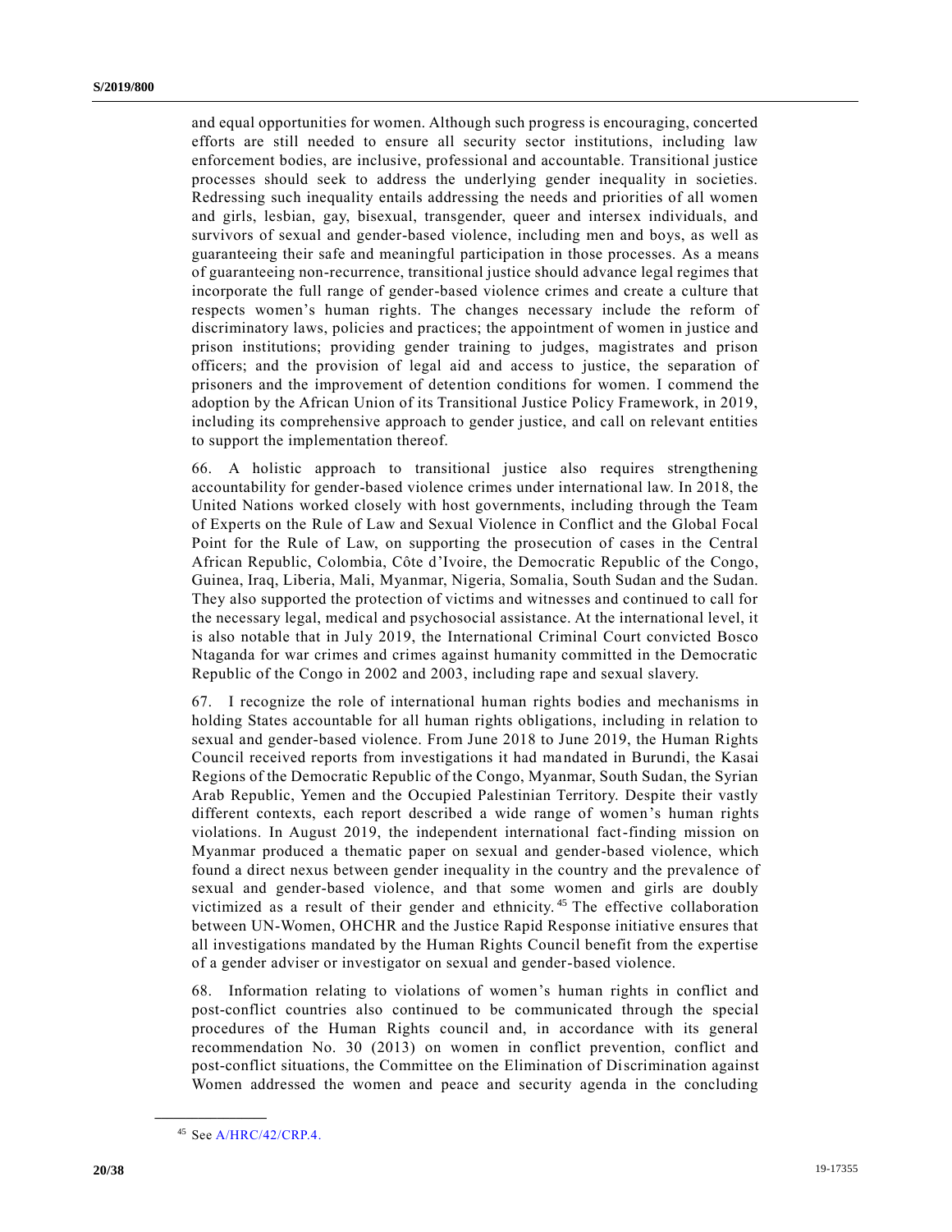and equal opportunities for women. Although such progress is encouraging, concerted efforts are still needed to ensure all security sector institutions, including law enforcement bodies, are inclusive, professional and accountable. Transitional justice processes should seek to address the underlying gender inequality in societies. Redressing such inequality entails addressing the needs and priorities of all women and girls, lesbian, gay, bisexual, transgender, queer and intersex individuals, and survivors of sexual and gender-based violence, including men and boys, as well as guaranteeing their safe and meaningful participation in those processes. As a means of guaranteeing non-recurrence, transitional justice should advance legal regimes that incorporate the full range of gender-based violence crimes and create a culture that respects women's human rights. The changes necessary include the reform of discriminatory laws, policies and practices; the appointment of women in justice and prison institutions; providing gender training to judges, magistrates and prison officers; and the provision of legal aid and access to justice, the separation of prisoners and the improvement of detention conditions for women. I commend the adoption by the African Union of its Transitional Justice Policy Framework, in 2019, including its comprehensive approach to gender justice, and call on relevant entities to support the implementation thereof.

66. A holistic approach to transitional justice also requires strengthening accountability for gender-based violence crimes under international law. In 2018, the United Nations worked closely with host governments, including through the Team of Experts on the Rule of Law and Sexual Violence in Conflict and the Global Focal Point for the Rule of Law, on supporting the prosecution of cases in the Central African Republic, Colombia, Côte d'Ivoire, the Democratic Republic of the Congo, Guinea, Iraq, Liberia, Mali, Myanmar, Nigeria, Somalia, South Sudan and the Sudan. They also supported the protection of victims and witnesses and continued to call for the necessary legal, medical and psychosocial assistance. At the international level, it is also notable that in July 2019, the International Criminal Court convicted Bosco Ntaganda for war crimes and crimes against humanity committed in the Democratic Republic of the Congo in 2002 and 2003, including rape and sexual slavery.

67. I recognize the role of international human rights bodies and mechanisms in holding States accountable for all human rights obligations, including in relation to sexual and gender-based violence. From June 2018 to June 2019, the Human Rights Council received reports from investigations it had mandated in Burundi, the Kasai Regions of the Democratic Republic of the Congo, Myanmar, South Sudan, the Syrian Arab Republic, Yemen and the Occupied Palestinian Territory. Despite their vastly different contexts, each report described a wide range of women's human rights violations. In August 2019, the independent international fact-finding mission on Myanmar produced a thematic paper on sexual and gender-based violence, which found a direct nexus between gender inequality in the country and the prevalence of sexual and gender-based violence, and that some women and girls are doubly victimized as a result of their gender and ethnicity.[45] The effective collaboration between UN-Women, OHCHR and the Justice Rapid Response initiative ensures that all investigations mandated by the Human Rights Council benefit from the expertise of a gender adviser or investigator on sexual and gender-based violence.

68. Information relating to violations of women's human rights in conflict and post-conflict countries also continued to be communicated through the special procedures of the Human Rights council and, in accordance with its general recommendation No. 30 (2013) on women in conflict prevention, conflict and post-conflict situations, the Committee on the Elimination of Discrimination against Women addressed the women and peace and security agenda in the concluding

[45] See A/HRC/42/CRP.4.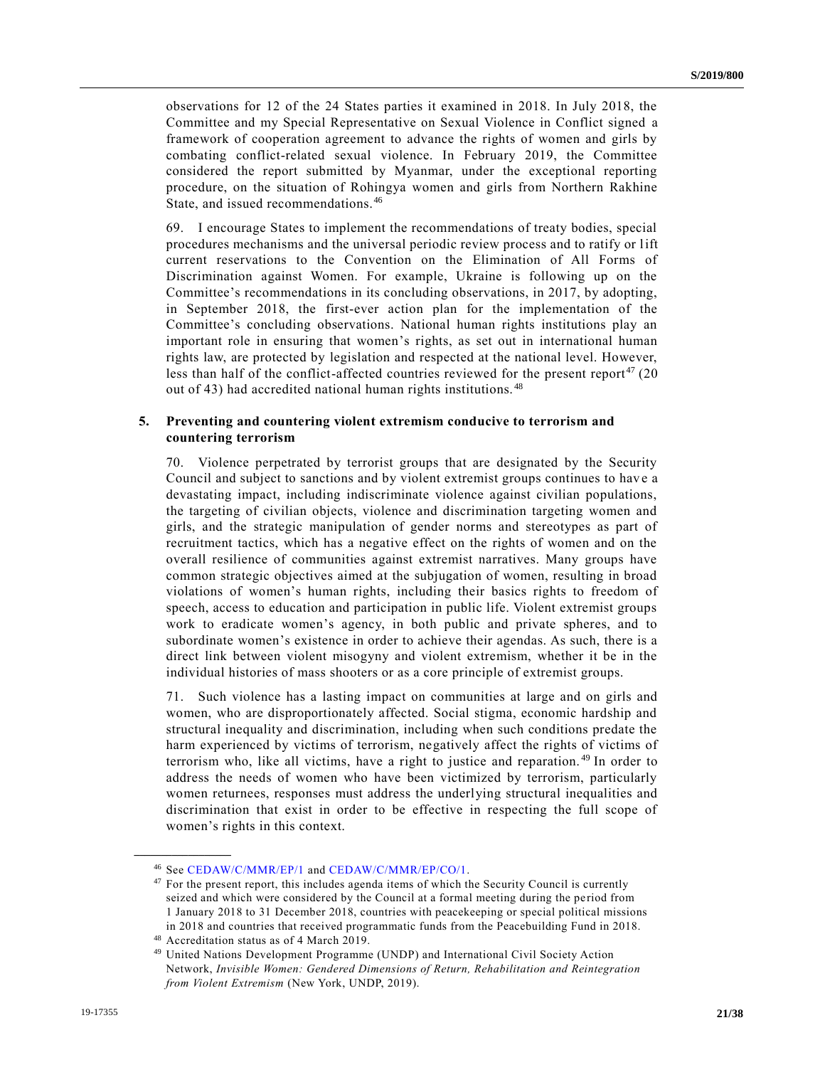observations for 12 of the 24 States parties it examined in 2018. In July 2018, the Committee and my Special Representative on Sexual Violence in Conflict signed a framework of cooperation agreement to advance the rights of women and girls by combating conflict-related sexual violence. In February 2019, the Committee considered the report submitted by Myanmar, under the exceptional reporting procedure, on the situation of Rohingya women and girls from Northern Rakhine State, and issued recommendations.[46]

69. I encourage States to implement the recommendations of treaty bodies, special procedures mechanisms and the universal periodic review process and to ratify or lift current reservations to the Convention on the Elimination of All Forms of Discrimination against Women. For example, Ukraine is following up on the Committee's recommendations in its concluding observations, in 2017, by adopting, in September 2018, the first-ever action plan for the implementation of the Committee's concluding observations. National human rights institutions play an important role in ensuring that women's rights, as set out in international human rights law, are protected by legislation and respected at the national level. However, less than half of the conflict-affected countries reviewed for the present report[47] (20 out of 43) had accredited national human rights institutions.[48]

### 5. Preventing and countering violent extremism conducive to terrorism and countering terrorism

70. Violence perpetrated by terrorist groups that are designated by the Security Council and subject to sanctions and by violent extremist groups continues to have a devastating impact, including indiscriminate violence against civilian populations, the targeting of civilian objects, violence and discrimination targeting women and girls, and the strategic manipulation of gender norms and stereotypes as part of recruitment tactics, which has a negative effect on the rights of women and on the overall resilience of communities against extremist narratives. Many groups have common strategic objectives aimed at the subjugation of women, resulting in broad violations of women's human rights, including their basics rights to freedom of speech, access to education and participation in public life. Violent extremist groups work to eradicate women's agency, in both public and private spheres, and to subordinate women's existence in order to achieve their agendas. As such, there is a direct link between violent misogyny and violent extremism, whether it be in the individual histories of mass shooters or as a core principle of extremist groups.

71. Such violence has a lasting impact on communities at large and on girls and women, who are disproportionately affected. Social stigma, economic hardship and structural inequality and discrimination, including when such conditions predate the harm experienced by victims of terrorism, negatively affect the rights of victims of terrorism who, like all victims, have a right to justice and reparation.[49] In order to address the needs of women who have been victimized by terrorism, particularly women returnees, responses must address the underlying structural inequalities and discrimination that exist in order to be effective in respecting the full scope of women's rights in this context.

---

[46] See CEDAW/C/MMR/EP/1 and CEDAW/C/MMR/EP/CO/1.

[47] For the present report, this includes agenda items of which the Security Council is currently seized and which were considered by the Council at a formal meeting during the period from 1 January 2018 to 31 December 2018, countries with peacekeeping or special political missions in 2018 and countries that received programmatic funds from the Peacebuilding Fund in 2018.

[48] Accreditation status as of 4 March 2019.

[49] United Nations Development Programme (UNDP) and International Civil Society Action Network, *Invisible Women: Gendered Dimensions of Return, Rehabilitation and Reintegration from Violent Extremism* (New York, UNDP, 2019).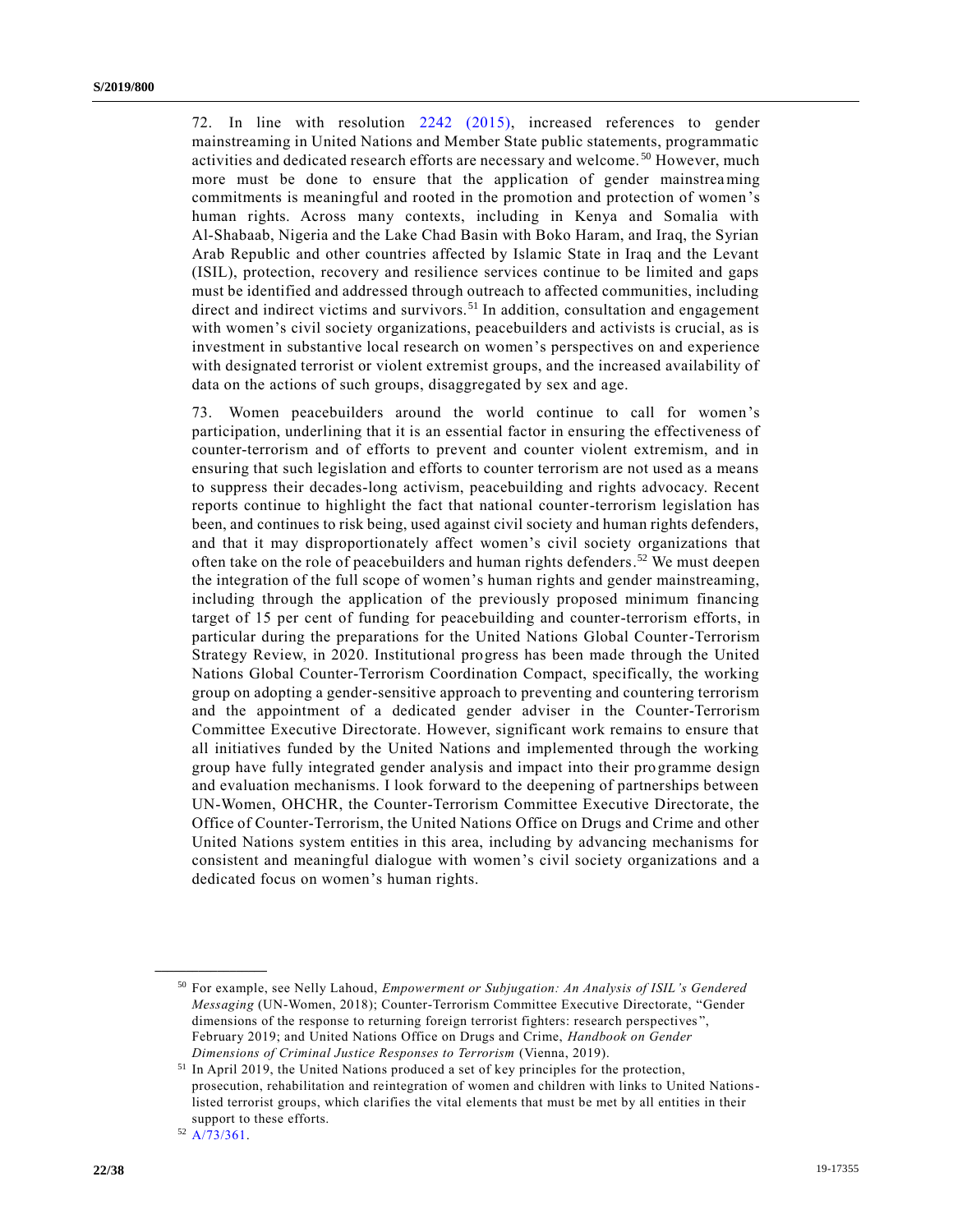72. In line with resolution 2242 (2015), increased references to gender mainstreaming in United Nations and Member State public statements, programmatic activities and dedicated research efforts are necessary and welcome.[50] However, much more must be done to ensure that the application of gender mainstreaming commitments is meaningful and rooted in the promotion and protection of women's human rights. Across many contexts, including in Kenya and Somalia with Al-Shabaab, Nigeria and the Lake Chad Basin with Boko Haram, and Iraq, the Syrian Arab Republic and other countries affected by Islamic State in Iraq and the Levant (ISIL), protection, recovery and resilience services continue to be limited and gaps must be identified and addressed through outreach to affected communities, including direct and indirect victims and survivors.[51] In addition, consultation and engagement with women's civil society organizations, peacebuilders and activists is crucial, as is investment in substantive local research on women's perspectives on and experience with designated terrorist or violent extremist groups, and the increased availability of data on the actions of such groups, disaggregated by sex and age.

73. Women peacebuilders around the world continue to call for women's participation, underlining that it is an essential factor in ensuring the effectiveness of counter-terrorism and of efforts to prevent and counter violent extremism, and in ensuring that such legislation and efforts to counter terrorism are not used as a means to suppress their decades-long activism, peacebuilding and rights advocacy. Recent reports continue to highlight the fact that national counter-terrorism legislation has been, and continues to risk being, used against civil society and human rights defenders, and that it may disproportionately affect women's civil society organizations that often take on the role of peacebuilders and human rights defenders.[52] We must deepen the integration of the full scope of women's human rights and gender mainstreaming, including through the application of the previously proposed minimum financing target of 15 per cent of funding for peacebuilding and counter-terrorism efforts, in particular during the preparations for the United Nations Global Counter-Terrorism Strategy Review, in 2020. Institutional progress has been made through the United Nations Global Counter-Terrorism Coordination Compact, specifically, the working group on adopting a gender-sensitive approach to preventing and countering terrorism and the appointment of a dedicated gender adviser in the Counter-Terrorism Committee Executive Directorate. However, significant work remains to ensure that all initiatives funded by the United Nations and implemented through the working group have fully integrated gender analysis and impact into their programme design and evaluation mechanisms. I look forward to the deepening of partnerships between UN-Women, OHCHR, the Counter-Terrorism Committee Executive Directorate, the Office of Counter-Terrorism, the United Nations Office on Drugs and Crime and other United Nations system entities in this area, including by advancing mechanisms for consistent and meaningful dialogue with women's civil society organizations and a dedicated focus on women's human rights.

---

[50] For example, see Nelly Lahoud, *Empowerment or Subjugation: An Analysis of ISIL's Gendered Messaging* (UN-Women, 2018); Counter-Terrorism Committee Executive Directorate, "Gender dimensions of the response to returning foreign terrorist fighters: research perspectives", February 2019; and United Nations Office on Drugs and Crime, *Handbook on Gender Dimensions of Criminal Justice Responses to Terrorism* (Vienna, 2019).

[51] In April 2019, the United Nations produced a set of key principles for the protection, prosecution, rehabilitation and reintegration of women and children with links to United Nations-listed terrorist groups, which clarifies the vital elements that must be met by all entities in their support to these efforts.

[52] A/73/361.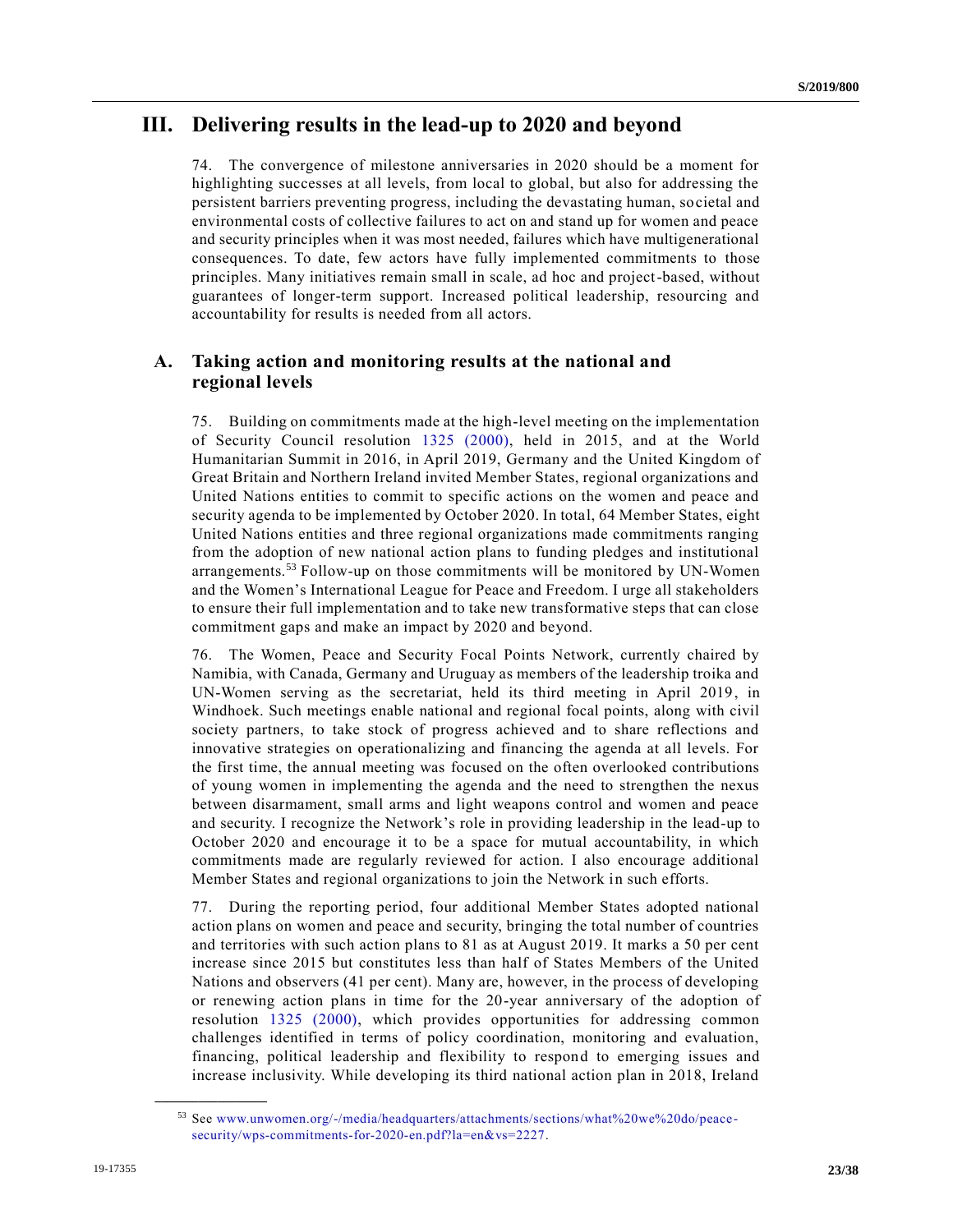# III. Delivering results in the lead-up to 2020 and beyond

74. The convergence of milestone anniversaries in 2020 should be a moment for highlighting successes at all levels, from local to global, but also for addressing the persistent barriers preventing progress, including the devastating human, societal and environmental costs of collective failures to act on and stand up for women and peace and security principles when it was most needed, failures which have multigenerational consequences. To date, few actors have fully implemented commitments to those principles. Many initiatives remain small in scale, ad hoc and project-based, without guarantees of longer-term support. Increased political leadership, resourcing and accountability for results is needed from all actors.

## A. Taking action and monitoring results at the national and regional levels

75. Building on commitments made at the high-level meeting on the implementation of Security Council resolution 1325 (2000), held in 2015, and at the World Humanitarian Summit in 2016, in April 2019, Germany and the United Kingdom of Great Britain and Northern Ireland invited Member States, regional organizations and United Nations entities to commit to specific actions on the women and peace and security agenda to be implemented by October 2020. In total, 64 Member States, eight United Nations entities and three regional organizations made commitments ranging from the adoption of new national action plans to funding pledges and institutional arrangements.[53] Follow-up on those commitments will be monitored by UN-Women and the Women's International League for Peace and Freedom. I urge all stakeholders to ensure their full implementation and to take new transformative steps that can close commitment gaps and make an impact by 2020 and beyond.

76. The Women, Peace and Security Focal Points Network, currently chaired by Namibia, with Canada, Germany and Uruguay as members of the leadership troika and UN-Women serving as the secretariat, held its third meeting in April 2019, in Windhoek. Such meetings enable national and regional focal points, along with civil society partners, to take stock of progress achieved and to share reflections and innovative strategies on operationalizing and financing the agenda at all levels. For the first time, the annual meeting was focused on the often overlooked contributions of young women in implementing the agenda and the need to strengthen the nexus between disarmament, small arms and light weapons control and women and peace and security. I recognize the Network's role in providing leadership in the lead-up to October 2020 and encourage it to be a space for mutual accountability, in which commitments made are regularly reviewed for action. I also encourage additional Member States and regional organizations to join the Network in such efforts.

77. During the reporting period, four additional Member States adopted national action plans on women and peace and security, bringing the total number of countries and territories with such action plans to 81 as at August 2019. It marks a 50 per cent increase since 2015 but constitutes less than half of States Members of the United Nations and observers (41 per cent). Many are, however, in the process of developing or renewing action plans in time for the 20-year anniversary of the adoption of resolution 1325 (2000), which provides opportunities for addressing common challenges identified in terms of policy coordination, monitoring and evaluation, financing, political leadership and flexibility to respond to emerging issues and increase inclusivity. While developing its third national action plan in 2018, Ireland

---

[53] See www.unwomen.org/-/media/headquarters/attachments/sections/what%20we%20do/peace-security/wps-commitments-for-2020-en.pdf?la=en&vs=2227.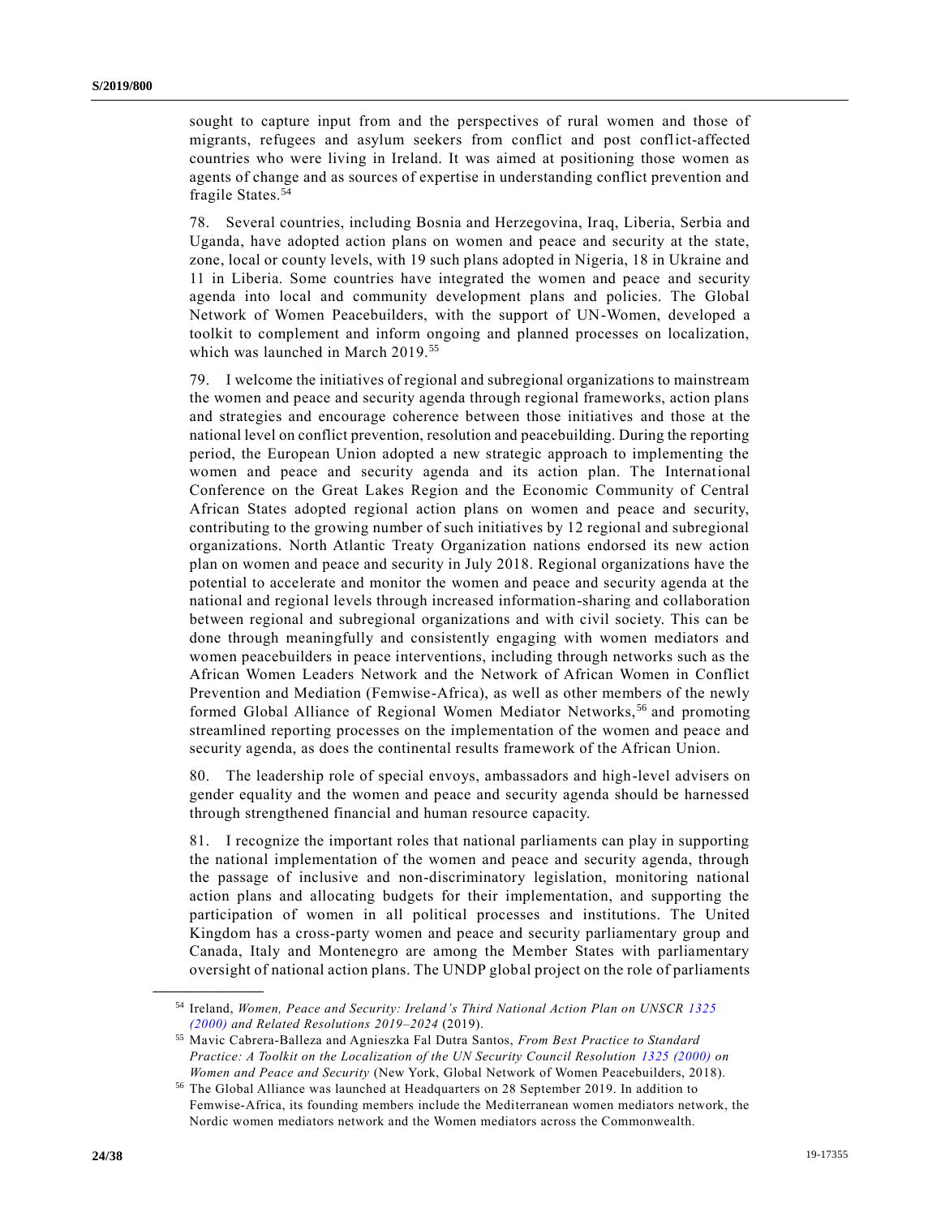sought to capture input from and the perspectives of rural women and those of migrants, refugees and asylum seekers from conflict and post conflict-affected countries who were living in Ireland. It was aimed at positioning those women as agents of change and as sources of expertise in understanding conflict prevention and fragile States.[54]

78. Several countries, including Bosnia and Herzegovina, Iraq, Liberia, Serbia and Uganda, have adopted action plans on women and peace and security at the state, zone, local or county levels, with 19 such plans adopted in Nigeria, 18 in Ukraine and 11 in Liberia. Some countries have integrated the women and peace and security agenda into local and community development plans and policies. The Global Network of Women Peacebuilders, with the support of UN-Women, developed a toolkit to complement and inform ongoing and planned processes on localization, which was launched in March 2019.[55]

79. I welcome the initiatives of regional and subregional organizations to mainstream the women and peace and security agenda through regional frameworks, action plans and strategies and encourage coherence between those initiatives and those at the national level on conflict prevention, resolution and peacebuilding. During the reporting period, the European Union adopted a new strategic approach to implementing the women and peace and security agenda and its action plan. The International Conference on the Great Lakes Region and the Economic Community of Central African States adopted regional action plans on women and peace and security, contributing to the growing number of such initiatives by 12 regional and subregional organizations. North Atlantic Treaty Organization nations endorsed its new action plan on women and peace and security in July 2018. Regional organizations have the potential to accelerate and monitor the women and peace and security agenda at the national and regional levels through increased information-sharing and collaboration between regional and subregional organizations and with civil society. This can be done through meaningfully and consistently engaging with women mediators and women peacebuilders in peace interventions, including through networks such as the African Women Leaders Network and the Network of African Women in Conflict Prevention and Mediation (Femwise-Africa), as well as other members of the newly formed Global Alliance of Regional Women Mediator Networks,[56] and promoting streamlined reporting processes on the implementation of the women and peace and security agenda, as does the continental results framework of the African Union.

80. The leadership role of special envoys, ambassadors and high-level advisers on gender equality and the women and peace and security agenda should be harnessed through strengthened financial and human resource capacity.

81. I recognize the important roles that national parliaments can play in supporting the national implementation of the women and peace and security agenda, through the passage of inclusive and non-discriminatory legislation, monitoring national action plans and allocating budgets for their implementation, and supporting the participation of women in all political processes and institutions. The United Kingdom has a cross-party women and peace and security parliamentary group and Canada, Italy and Montenegro are among the Member States with parliamentary oversight of national action plans. The UNDP global project on the role of parliaments

---

[54] Ireland, *Women, Peace and Security: Ireland's Third National Action Plan on UNSCR 1325 (2000) and Related Resolutions 2019–2024* (2019).

[55] Mavic Cabrera-Balleza and Agnieszka Fal Dutra Santos, *From Best Practice to Standard Practice: A Toolkit on the Localization of the UN Security Council Resolution 1325 (2000) on Women and Peace and Security* (New York, Global Network of Women Peacebuilders, 2018).

[56] The Global Alliance was launched at Headquarters on 28 September 2019. In addition to Femwise-Africa, its founding members include the Mediterranean women mediators network, the Nordic women mediators network and the Women mediators across the Commonwealth.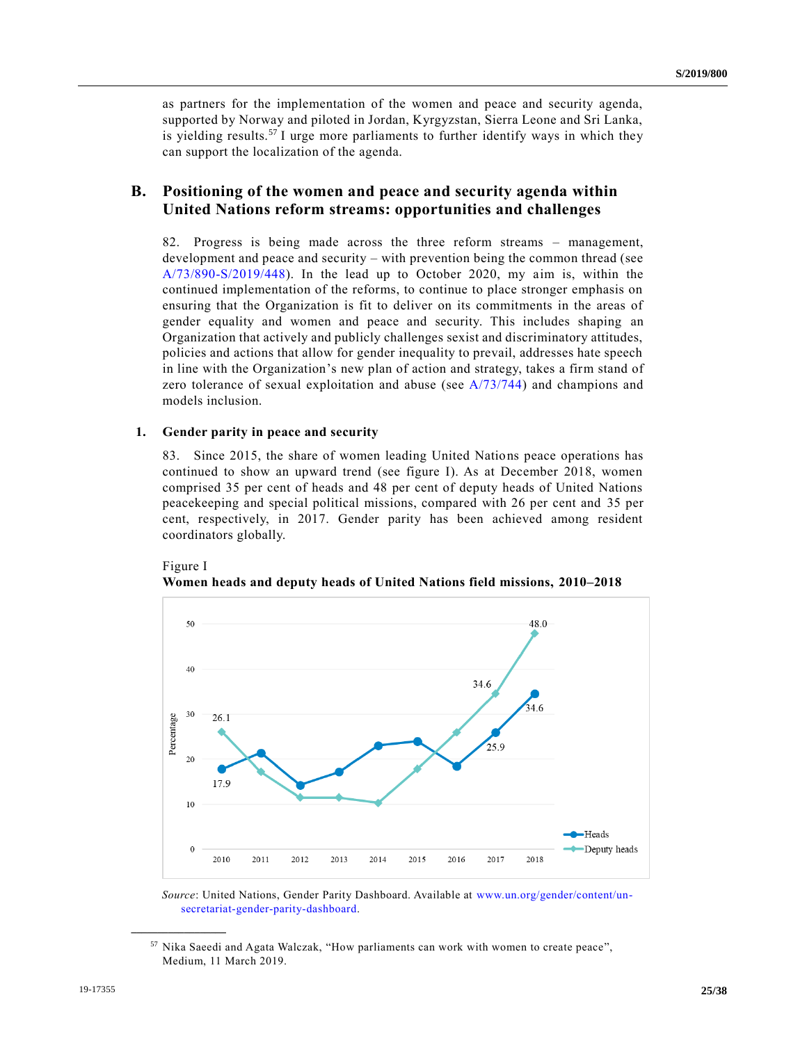as partners for the implementation of the women and peace and security agenda, supported by Norway and piloted in Jordan, Kyrgyzstan, Sierra Leone and Sri Lanka, is yielding results.[57] I urge more parliaments to further identify ways in which they can support the localization of the agenda.

## B. Positioning of the women and peace and security agenda within United Nations reform streams: opportunities and challenges

82. Progress is being made across the three reform streams – management, development and peace and security – with prevention being the common thread (see A/73/890-S/2019/448). In the lead up to October 2020, my aim is, within the continued implementation of the reforms, to continue to place stronger emphasis on ensuring that the Organization is fit to deliver on its commitments in the areas of gender equality and women and peace and security. This includes shaping an Organization that actively and publicly challenges sexist and discriminatory attitudes, policies and actions that allow for gender inequality to prevail, addresses hate speech in line with the Organization's new plan of action and strategy, takes a firm stand of zero tolerance of sexual exploitation and abuse (see A/73/744) and champions and models inclusion.

### 1. Gender parity in peace and security

83. Since 2015, the share of women leading United Nations peace operations has continued to show an upward trend (see figure I). As at December 2018, women comprised 35 per cent of heads and 48 per cent of deputy heads of United Nations peacekeeping and special political missions, compared with 26 per cent and 35 per cent, respectively, in 2017. Gender parity has been achieved among resident coordinators globally.

Figure I
**Women heads and deputy heads of United Nations field missions, 2010–2018**

*Source*: United Nations, Gender Parity Dashboard. Available at www.un.org/gender/content/un-secretariat-gender-parity-dashboard.

---

[57] Nika Saeedi and Agata Walczak, "How parliaments can work with women to create peace", Medium, 11 March 2019.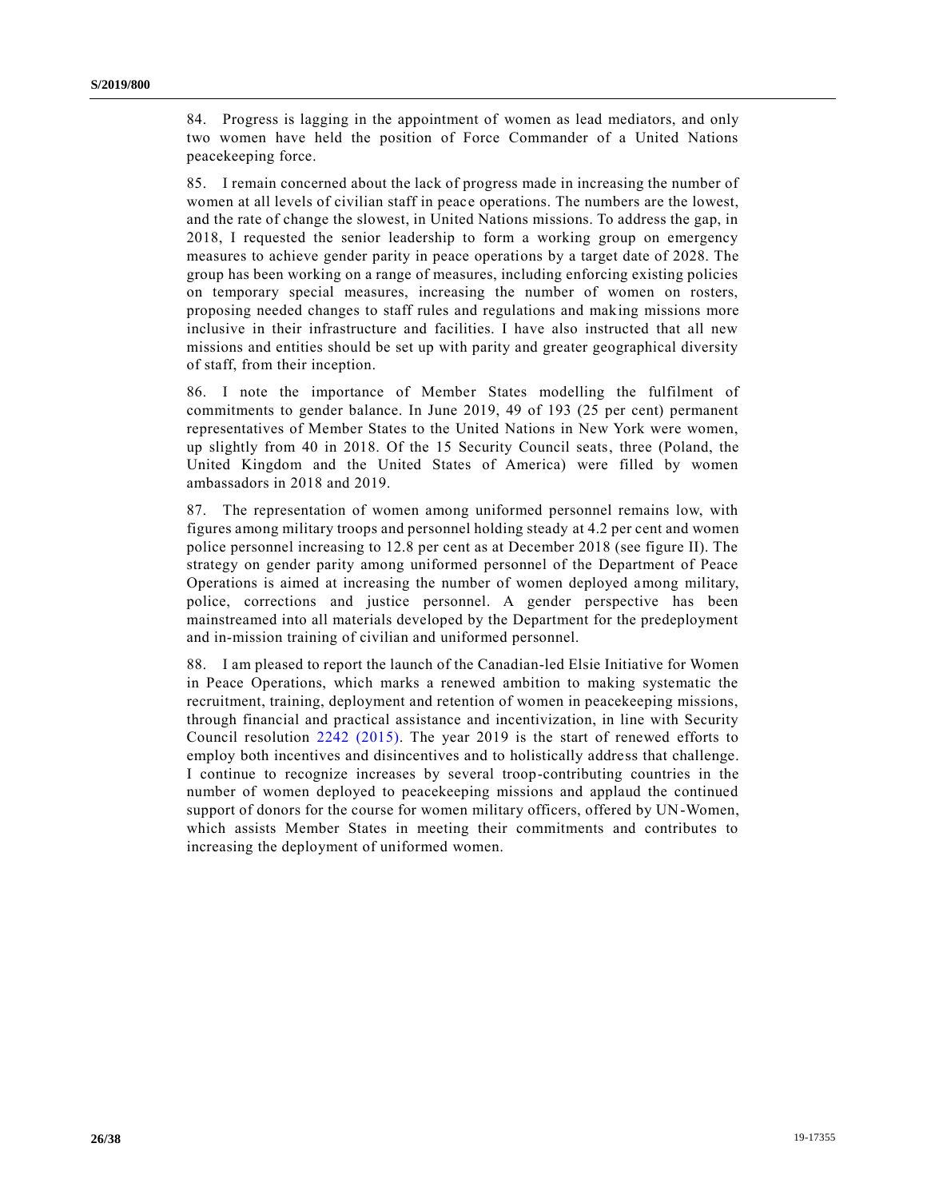84. Progress is lagging in the appointment of women as lead mediators, and only two women have held the position of Force Commander of a United Nations peacekeeping force.

85. I remain concerned about the lack of progress made in increasing the number of women at all levels of civilian staff in peace operations. The numbers are the lowest, and the rate of change the slowest, in United Nations missions. To address the gap, in 2018, I requested the senior leadership to form a working group on emergency measures to achieve gender parity in peace operations by a target date of 2028. The group has been working on a range of measures, including enforcing existing policies on temporary special measures, increasing the number of women on rosters, proposing needed changes to staff rules and regulations and making missions more inclusive in their infrastructure and facilities. I have also instructed that all new missions and entities should be set up with parity and greater geographical diversity of staff, from their inception.

86. I note the importance of Member States modelling the fulfilment of commitments to gender balance. In June 2019, 49 of 193 (25 per cent) permanent representatives of Member States to the United Nations in New York were women, up slightly from 40 in 2018. Of the 15 Security Council seats, three (Poland, the United Kingdom and the United States of America) were filled by women ambassadors in 2018 and 2019.

87. The representation of women among uniformed personnel remains low, with figures among military troops and personnel holding steady at 4.2 per cent and women police personnel increasing to 12.8 per cent as at December 2018 (see figure II). The strategy on gender parity among uniformed personnel of the Department of Peace Operations is aimed at increasing the number of women deployed among military, police, corrections and justice personnel. A gender perspective has been mainstreamed into all materials developed by the Department for the predeployment and in-mission training of civilian and uniformed personnel.

88. I am pleased to report the launch of the Canadian-led Elsie Initiative for Women in Peace Operations, which marks a renewed ambition to making systematic the recruitment, training, deployment and retention of women in peacekeeping missions, through financial and practical assistance and incentivization, in line with Security Council resolution 2242 (2015). The year 2019 is the start of renewed efforts to employ both incentives and disincentives and to holistically address that challenge. I continue to recognize increases by several troop-contributing countries in the number of women deployed to peacekeeping missions and applaud the continued support of donors for the course for women military officers, offered by UN-Women, which assists Member States in meeting their commitments and contributes to increasing the deployment of uniformed women.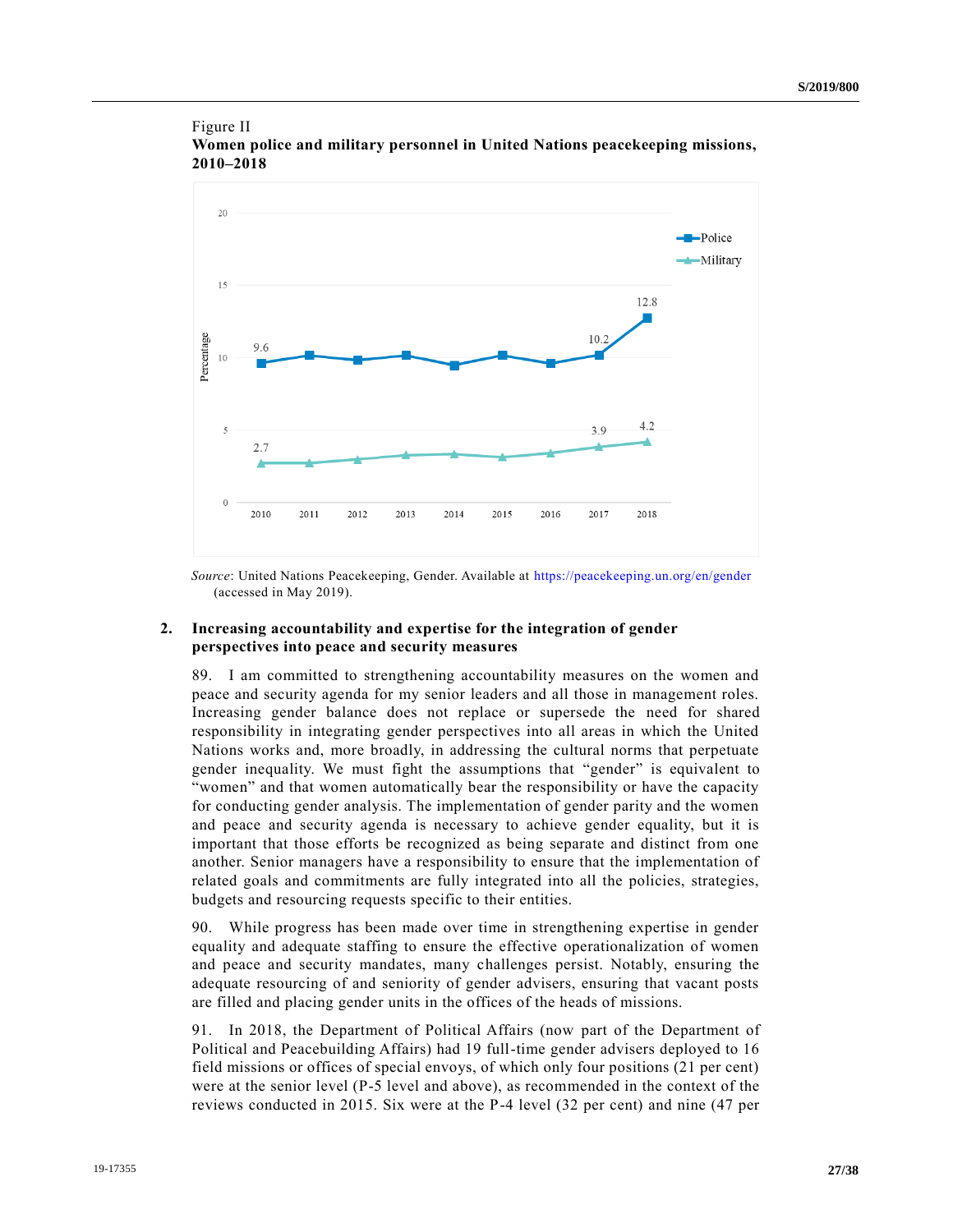Figure II
**Women police and military personnel in United Nations peacekeeping missions, 2010–2018**

*Source*: United Nations Peacekeeping, Gender. Available at https://peacekeeping.un.org/en/gender (accessed in May 2019).

## 2. Increasing accountability and expertise for the integration of gender perspectives into peace and security measures

89. I am committed to strengthening accountability measures on the women and peace and security agenda for my senior leaders and all those in management roles. Increasing gender balance does not replace or supersede the need for shared responsibility in integrating gender perspectives into all areas in which the United Nations works and, more broadly, in addressing the cultural norms that perpetuate gender inequality. We must fight the assumptions that "gender" is equivalent to "women" and that women automatically bear the responsibility or have the capacity for conducting gender analysis. The implementation of gender parity and the women and peace and security agenda is necessary to achieve gender equality, but it is important that those efforts be recognized as being separate and distinct from one another. Senior managers have a responsibility to ensure that the implementation of related goals and commitments are fully integrated into all the policies, strategies, budgets and resourcing requests specific to their entities.

90. While progress has been made over time in strengthening expertise in gender equality and adequate staffing to ensure the effective operationalization of women and peace and security mandates, many challenges persist. Notably, ensuring the adequate resourcing of and seniority of gender advisers, ensuring that vacant posts are filled and placing gender units in the offices of the heads of missions.

91. In 2018, the Department of Political Affairs (now part of the Department of Political and Peacebuilding Affairs) had 19 full-time gender advisers deployed to 16 field missions or offices of special envoys, of which only four positions (21 per cent) were at the senior level (P-5 level and above), as recommended in the context of the reviews conducted in 2015. Six were at the P-4 level (32 per cent) and nine (47 per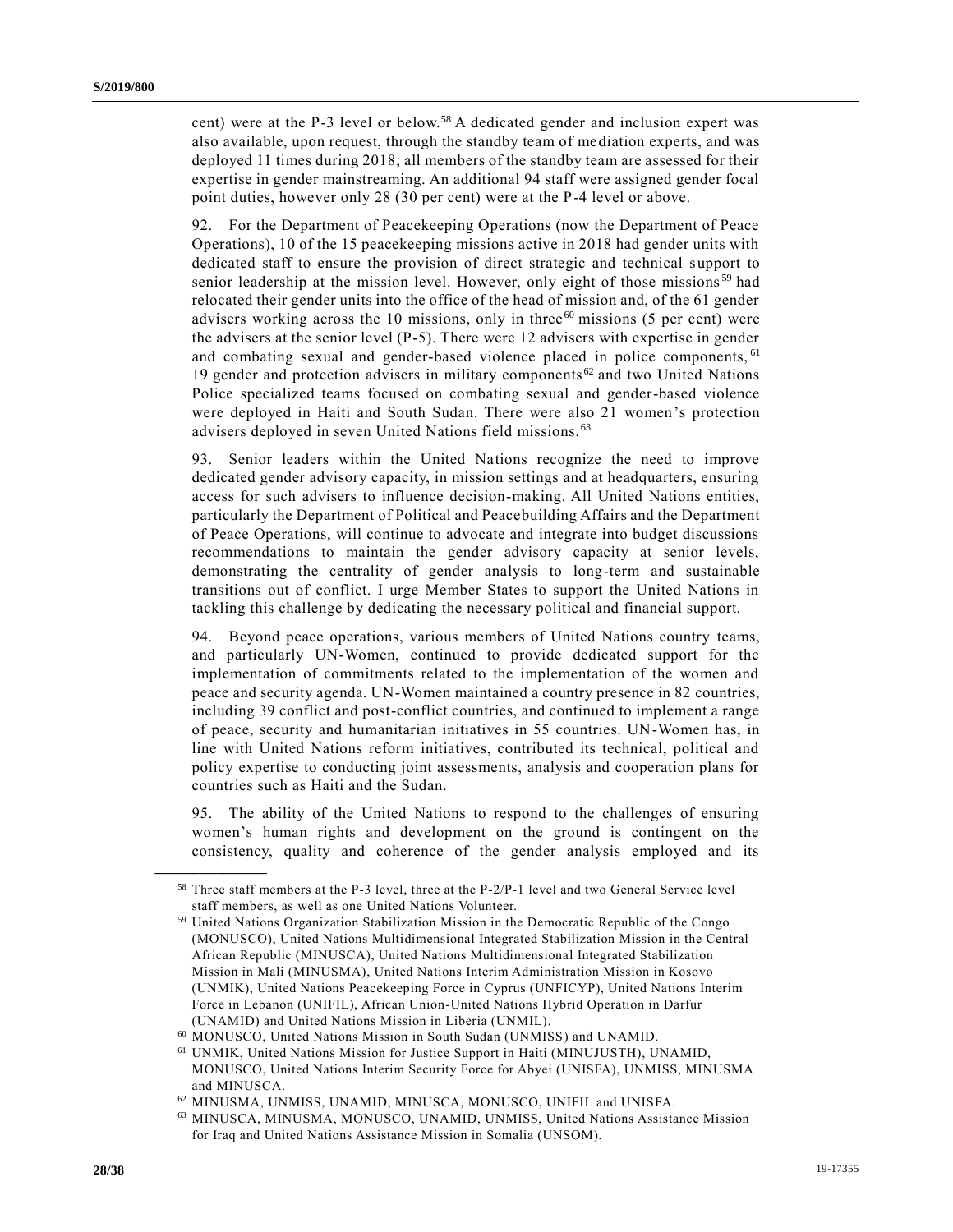cent) were at the P-3 level or below.[58] A dedicated gender and inclusion expert was also available, upon request, through the standby team of mediation experts, and was deployed 11 times during 2018; all members of the standby team are assessed for their expertise in gender mainstreaming. An additional 94 staff were assigned gender focal point duties, however only 28 (30 per cent) were at the P-4 level or above.

92. For the Department of Peacekeeping Operations (now the Department of Peace Operations), 10 of the 15 peacekeeping missions active in 2018 had gender units with dedicated staff to ensure the provision of direct strategic and technical support to senior leadership at the mission level. However, only eight of those missions[59] had relocated their gender units into the office of the head of mission and, of the 61 gender advisers working across the 10 missions, only in three[60] missions (5 per cent) were the advisers at the senior level (P-5). There were 12 advisers with expertise in gender and combating sexual and gender-based violence placed in police components,[61] 19 gender and protection advisers in military components[62] and two United Nations Police specialized teams focused on combating sexual and gender-based violence were deployed in Haiti and South Sudan. There were also 21 women's protection advisers deployed in seven United Nations field missions.[63]

93. Senior leaders within the United Nations recognize the need to improve dedicated gender advisory capacity, in mission settings and at headquarters, ensuring access for such advisers to influence decision-making. All United Nations entities, particularly the Department of Political and Peacebuilding Affairs and the Department of Peace Operations, will continue to advocate and integrate into budget discussions recommendations to maintain the gender advisory capacity at senior levels, demonstrating the centrality of gender analysis to long-term and sustainable transitions out of conflict. I urge Member States to support the United Nations in tackling this challenge by dedicating the necessary political and financial support.

94. Beyond peace operations, various members of United Nations country teams, and particularly UN-Women, continued to provide dedicated support for the implementation of commitments related to the implementation of the women and peace and security agenda. UN-Women maintained a country presence in 82 countries, including 39 conflict and post-conflict countries, and continued to implement a range of peace, security and humanitarian initiatives in 55 countries. UN-Women has, in line with United Nations reform initiatives, contributed its technical, political and policy expertise to conducting joint assessments, analysis and cooperation plans for countries such as Haiti and the Sudan.

95. The ability of the United Nations to respond to the challenges of ensuring women's human rights and development on the ground is contingent on the consistency, quality and coherence of the gender analysis employed and its

---

[58] Three staff members at the P-3 level, three at the P-2/P-1 level and two General Service level staff members, as well as one United Nations Volunteer.

[59] United Nations Organization Stabilization Mission in the Democratic Republic of the Congo (MONUSCO), United Nations Multidimensional Integrated Stabilization Mission in the Central African Republic (MINUSCA), United Nations Multidimensional Integrated Stabilization Mission in Mali (MINUSMA), United Nations Interim Administration Mission in Kosovo (UNMIK), United Nations Peacekeeping Force in Cyprus (UNFICYP), United Nations Interim Force in Lebanon (UNIFIL), African Union-United Nations Hybrid Operation in Darfur (UNAMID) and United Nations Mission in Liberia (UNMIL).

[60] MONUSCO, United Nations Mission in South Sudan (UNMISS) and UNAMID.

[61] UNMIK, United Nations Mission for Justice Support in Haiti (MINUJUSTH), UNAMID, MONUSCO, United Nations Interim Security Force for Abyei (UNISFA), UNMISS, MINUSMA and MINUSCA.

[62] MINUSMA, UNMISS, UNAMID, MINUSCA, MONUSCO, UNIFIL and UNISFA.

[63] MINUSCA, MINUSMA, MONUSCO, UNAMID, UNMISS, United Nations Assistance Mission for Iraq and United Nations Assistance Mission in Somalia (UNSOM).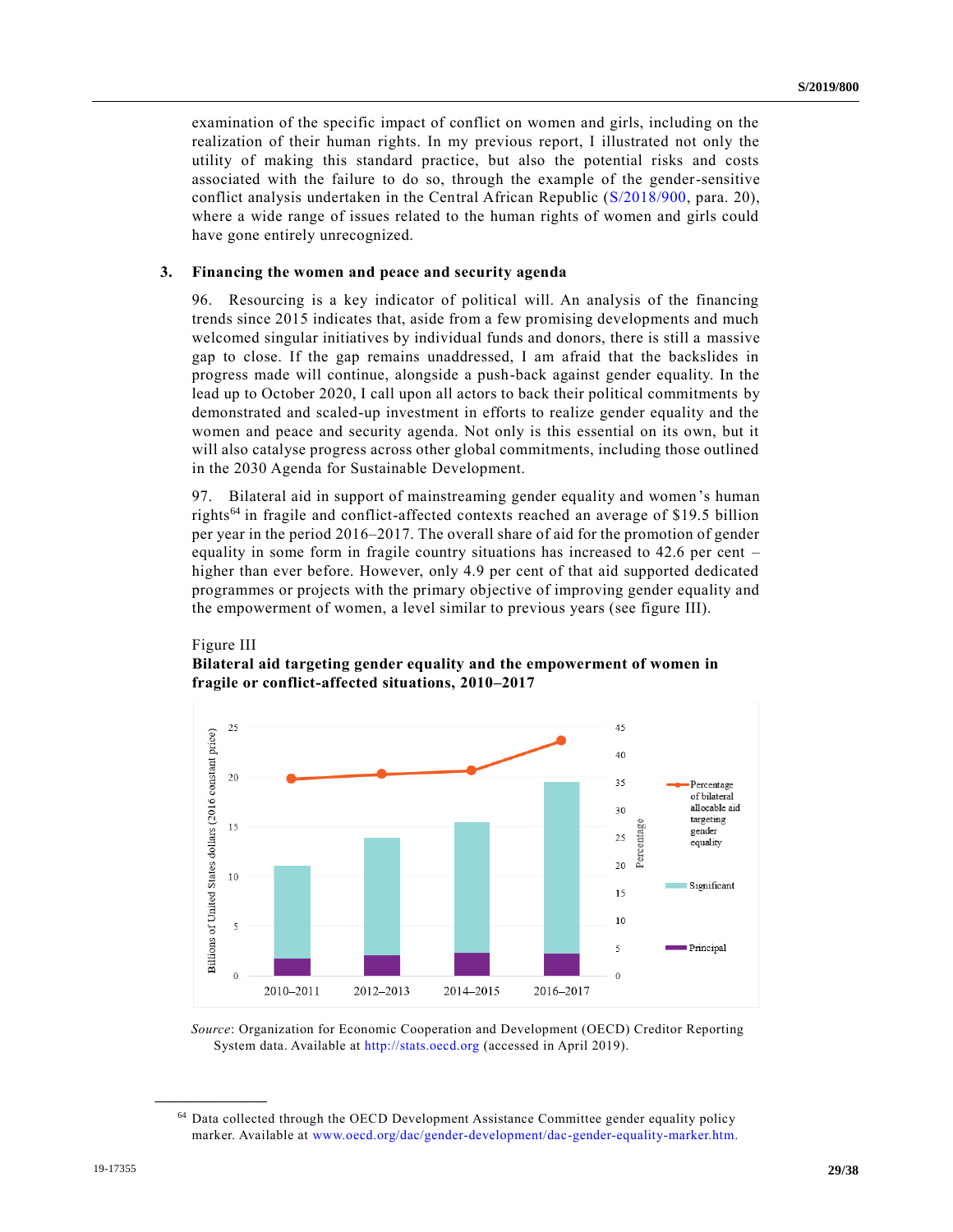examination of the specific impact of conflict on women and girls, including on the realization of their human rights. In my previous report, I illustrated not only the utility of making this standard practice, but also the potential risks and costs associated with the failure to do so, through the example of the gender-sensitive conflict analysis undertaken in the Central African Republic (S/2018/900, para. 20), where a wide range of issues related to the human rights of women and girls could have gone entirely unrecognized.

### 3. Financing the women and peace and security agenda

96. Resourcing is a key indicator of political will. An analysis of the financing trends since 2015 indicates that, aside from a few promising developments and much welcomed singular initiatives by individual funds and donors, there is still a massive gap to close. If the gap remains unaddressed, I am afraid that the backslides in progress made will continue, alongside a push-back against gender equality. In the lead up to October 2020, I call upon all actors to back their political commitments by demonstrated and scaled-up investment in efforts to realize gender equality and the women and peace and security agenda. Not only is this essential on its own, but it will also catalyse progress across other global commitments, including those outlined in the 2030 Agenda for Sustainable Development.

97. Bilateral aid in support of mainstreaming gender equality and women's human rights[64] in fragile and conflict-affected contexts reached an average of $19.5 billion per year in the period 2016–2017. The overall share of aid for the promotion of gender equality in some form in fragile country situations has increased to 42.6 per cent – higher than ever before. However, only 4.9 per cent of that aid supported dedicated programmes or projects with the primary objective of improving gender equality and the empowerment of women, a level similar to previous years (see figure III).

Figure III
**Bilateral aid targeting gender equality and the empowerment of women in fragile or conflict-affected situations, 2010–2017**

*Source*: Organization for Economic Cooperation and Development (OECD) Creditor Reporting System data. Available at http://stats.oecd.org (accessed in April 2019).

---

[64] Data collected through the OECD Development Assistance Committee gender equality policy marker. Available at www.oecd.org/dac/gender-development/dac-gender-equality-marker.htm.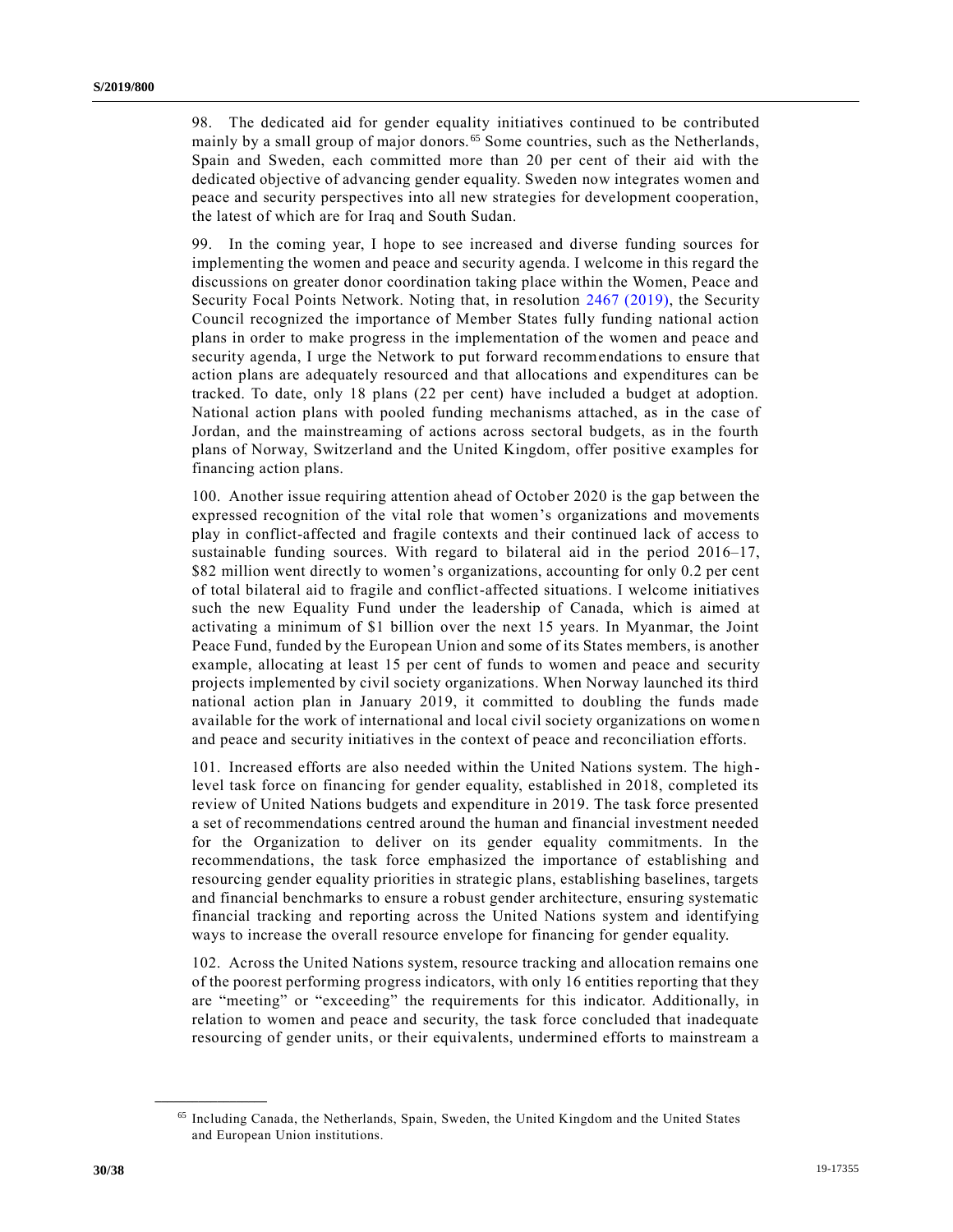98. The dedicated aid for gender equality initiatives continued to be contributed mainly by a small group of major donors.[65] Some countries, such as the Netherlands, Spain and Sweden, each committed more than 20 per cent of their aid with the dedicated objective of advancing gender equality. Sweden now integrates women and peace and security perspectives into all new strategies for development cooperation, the latest of which are for Iraq and South Sudan.

99. In the coming year, I hope to see increased and diverse funding sources for implementing the women and peace and security agenda. I welcome in this regard the discussions on greater donor coordination taking place within the Women, Peace and Security Focal Points Network. Noting that, in resolution 2467 (2019), the Security Council recognized the importance of Member States fully funding national action plans in order to make progress in the implementation of the women and peace and security agenda, I urge the Network to put forward recommendations to ensure that action plans are adequately resourced and that allocations and expenditures can be tracked. To date, only 18 plans (22 per cent) have included a budget at adoption. National action plans with pooled funding mechanisms attached, as in the case of Jordan, and the mainstreaming of actions across sectoral budgets, as in the fourth plans of Norway, Switzerland and the United Kingdom, offer positive examples for financing action plans.

100. Another issue requiring attention ahead of October 2020 is the gap between the expressed recognition of the vital role that women's organizations and movements play in conflict-affected and fragile contexts and their continued lack of access to sustainable funding sources. With regard to bilateral aid in the period 2016–17, \$82 million went directly to women's organizations, accounting for only 0.2 per cent of total bilateral aid to fragile and conflict-affected situations. I welcome initiatives such the new Equality Fund under the leadership of Canada, which is aimed at activating a minimum of \$1 billion over the next 15 years. In Myanmar, the Joint Peace Fund, funded by the European Union and some of its States members, is another example, allocating at least 15 per cent of funds to women and peace and security projects implemented by civil society organizations. When Norway launched its third national action plan in January 2019, it committed to doubling the funds made available for the work of international and local civil society organizations on women and peace and security initiatives in the context of peace and reconciliation efforts.

101. Increased efforts are also needed within the United Nations system. The high-level task force on financing for gender equality, established in 2018, completed its review of United Nations budgets and expenditure in 2019. The task force presented a set of recommendations centred around the human and financial investment needed for the Organization to deliver on its gender equality commitments. In the recommendations, the task force emphasized the importance of establishing and resourcing gender equality priorities in strategic plans, establishing baselines, targets and financial benchmarks to ensure a robust gender architecture, ensuring systematic financial tracking and reporting across the United Nations system and identifying ways to increase the overall resource envelope for financing for gender equality.

102. Across the United Nations system, resource tracking and allocation remains one of the poorest performing progress indicators, with only 16 entities reporting that they are "meeting" or "exceeding" the requirements for this indicator. Additionally, in relation to women and peace and security, the task force concluded that inadequate resourcing of gender units, or their equivalents, undermined efforts to mainstream a

---

[65] Including Canada, the Netherlands, Spain, Sweden, the United Kingdom and the United States and European Union institutions.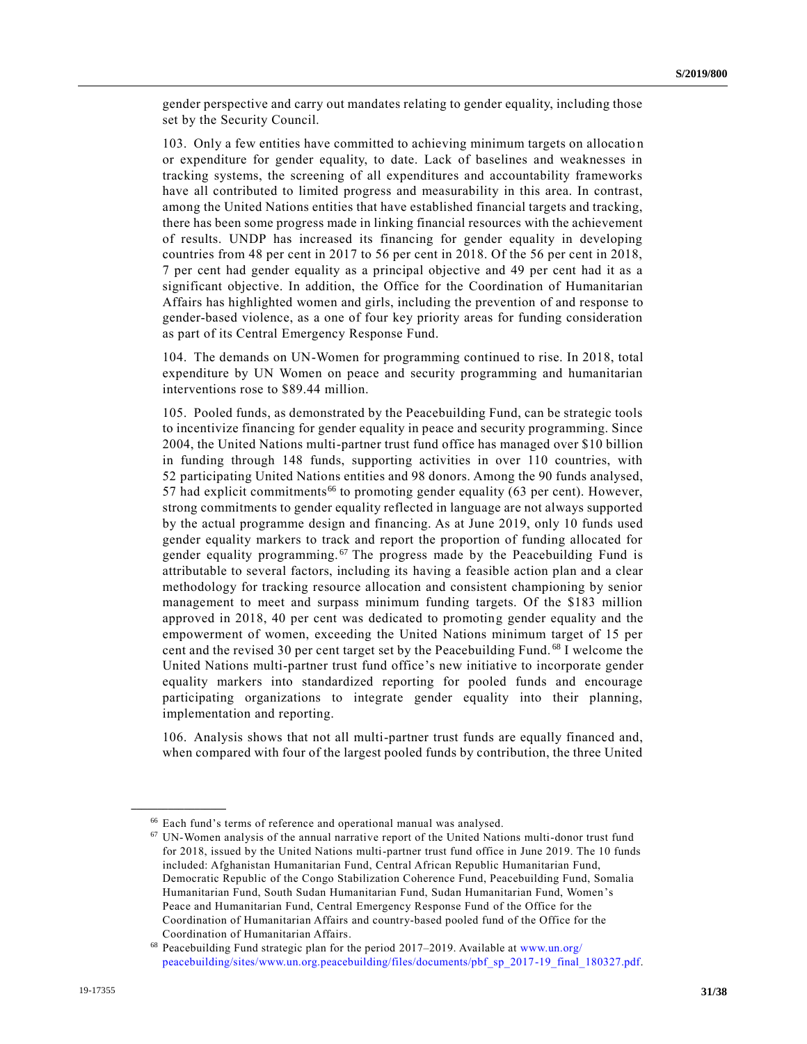gender perspective and carry out mandates relating to gender equality, including those set by the Security Council.

103. Only a few entities have committed to achieving minimum targets on allocation or expenditure for gender equality, to date. Lack of baselines and weaknesses in tracking systems, the screening of all expenditures and accountability frameworks have all contributed to limited progress and measurability in this area. In contrast, among the United Nations entities that have established financial targets and tracking, there has been some progress made in linking financial resources with the achievement of results. UNDP has increased its financing for gender equality in developing countries from 48 per cent in 2017 to 56 per cent in 2018. Of the 56 per cent in 2018, 7 per cent had gender equality as a principal objective and 49 per cent had it as a significant objective. In addition, the Office for the Coordination of Humanitarian Affairs has highlighted women and girls, including the prevention of and response to gender-based violence, as a one of four key priority areas for funding consideration as part of its Central Emergency Response Fund.

104. The demands on UN-Women for programming continued to rise. In 2018, total expenditure by UN Women on peace and security programming and humanitarian interventions rose to $89.44 million.

105. Pooled funds, as demonstrated by the Peacebuilding Fund, can be strategic tools to incentivize financing for gender equality in peace and security programming. Since 2004, the United Nations multi-partner trust fund office has managed over $10 billion in funding through 148 funds, supporting activities in over 110 countries, with 52 participating United Nations entities and 98 donors. Among the 90 funds analysed, 57 had explicit commitments[66] to promoting gender equality (63 per cent). However, strong commitments to gender equality reflected in language are not always supported by the actual programme design and financing. As at June 2019, only 10 funds used gender equality markers to track and report the proportion of funding allocated for gender equality programming.[67] The progress made by the Peacebuilding Fund is attributable to several factors, including its having a feasible action plan and a clear methodology for tracking resource allocation and consistent championing by senior management to meet and surpass minimum funding targets. Of the $183 million approved in 2018, 40 per cent was dedicated to promoting gender equality and the empowerment of women, exceeding the United Nations minimum target of 15 per cent and the revised 30 per cent target set by the Peacebuilding Fund.[68] I welcome the United Nations multi-partner trust fund office's new initiative to incorporate gender equality markers into standardized reporting for pooled funds and encourage participating organizations to integrate gender equality into their planning, implementation and reporting.

106. Analysis shows that not all multi-partner trust funds are equally financed and, when compared with four of the largest pooled funds by contribution, the three United

---

[66] Each fund's terms of reference and operational manual was analysed.

[67] UN-Women analysis of the annual narrative report of the United Nations multi-donor trust fund for 2018, issued by the United Nations multi-partner trust fund office in June 2019. The 10 funds included: Afghanistan Humanitarian Fund, Central African Republic Humanitarian Fund, Democratic Republic of the Congo Stabilization Coherence Fund, Peacebuilding Fund, Somalia Humanitarian Fund, South Sudan Humanitarian Fund, Sudan Humanitarian Fund, Women's Peace and Humanitarian Fund, Central Emergency Response Fund of the Office for the Coordination of Humanitarian Affairs and country-based pooled fund of the Office for the Coordination of Humanitarian Affairs.

[68] Peacebuilding Fund strategic plan for the period 2017–2019. Available at www.un.org/peacebuilding/sites/www.un.org.peacebuilding/files/documents/pbf_sp_2017-19_final_180327.pdf.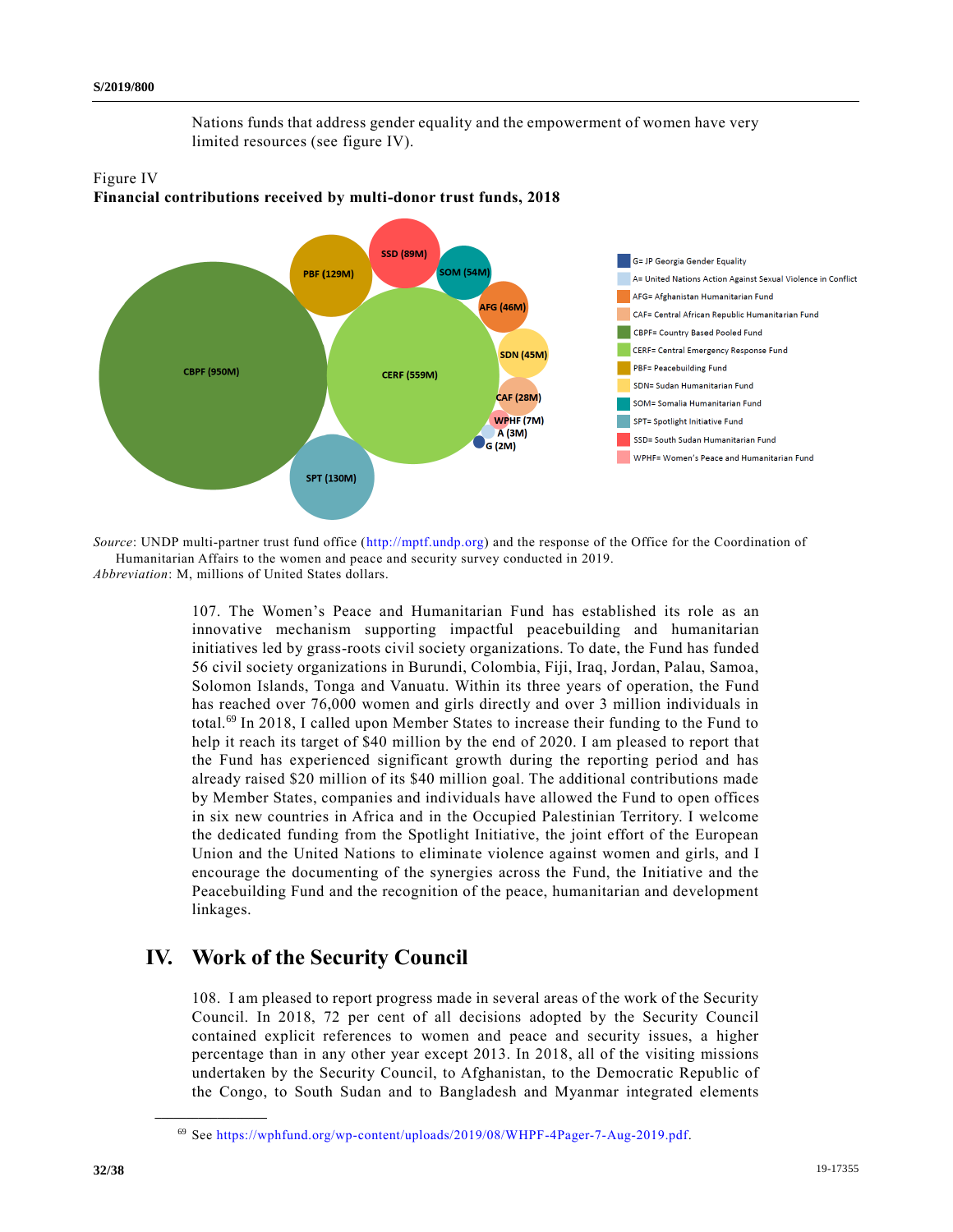Nations funds that address gender equality and the empowerment of women have very limited resources (see figure IV).

Figure IV
**Financial contributions received by multi-donor trust funds, 2018**

CBPF (950M)
CERF (559M)
SPT (130M)
PBF (129M)
SSD (89M)
SOM (54M)
AFG (46M)
SDN (45M)
CAF (28M)
WPHF (7M)
A (3M)
G (2M)

G= JP Georgia Gender Equality
A= United Nations Action Against Sexual Violence in Conflict
AFG= Afghanistan Humanitarian Fund
CAF= Central African Republic Humanitarian Fund
CBPF= Country Based Pooled Fund
CERF= Central Emergency Response Fund
PBF= Peacebuilding Fund
SDN= Sudan Humanitarian Fund
SOM= Somalia Humanitarian Fund
SPT= Spotlight Initiative Fund
SSD= South Sudan Humanitarian Fund
WPHF= Women's Peace and Humanitarian Fund

*Source*: UNDP multi-partner trust fund office (http://mptf.undp.org) and the response of the Office for the Coordination of Humanitarian Affairs to the women and peace and security survey conducted in 2019.
*Abbreviation*: M, millions of United States dollars.

107. The Women's Peace and Humanitarian Fund has established its role as an innovative mechanism supporting impactful peacebuilding and humanitarian initiatives led by grass-roots civil society organizations. To date, the Fund has funded 56 civil society organizations in Burundi, Colombia, Fiji, Iraq, Jordan, Palau, Samoa, Solomon Islands, Tonga and Vanuatu. Within its three years of operation, the Fund has reached over 76,000 women and girls directly and over 3 million individuals in total.[69] In 2018, I called upon Member States to increase their funding to the Fund to help it reach its target of $40 million by the end of 2020. I am pleased to report that the Fund has experienced significant growth during the reporting period and has already raised $20 million of its $40 million goal. The additional contributions made by Member States, companies and individuals have allowed the Fund to open offices in six new countries in Africa and in the Occupied Palestinian Territory. I welcome the dedicated funding from the Spotlight Initiative, the joint effort of the European Union and the United Nations to eliminate violence against women and girls, and I encourage the documenting of the synergies across the Fund, the Initiative and the Peacebuilding Fund and the recognition of the peace, humanitarian and development linkages.

# IV. Work of the Security Council

108. I am pleased to report progress made in several areas of the work of the Security Council. In 2018, 72 per cent of all decisions adopted by the Security Council contained explicit references to women and peace and security issues, a higher percentage than in any other year except 2013. In 2018, all of the visiting missions undertaken by the Security Council, to Afghanistan, to the Democratic Republic of the Congo, to South Sudan and to Bangladesh and Myanmar integrated elements

[69] See https://wphfund.org/wp-content/uploads/2019/08/WHPF-4Pager-7-Aug-2019.pdf.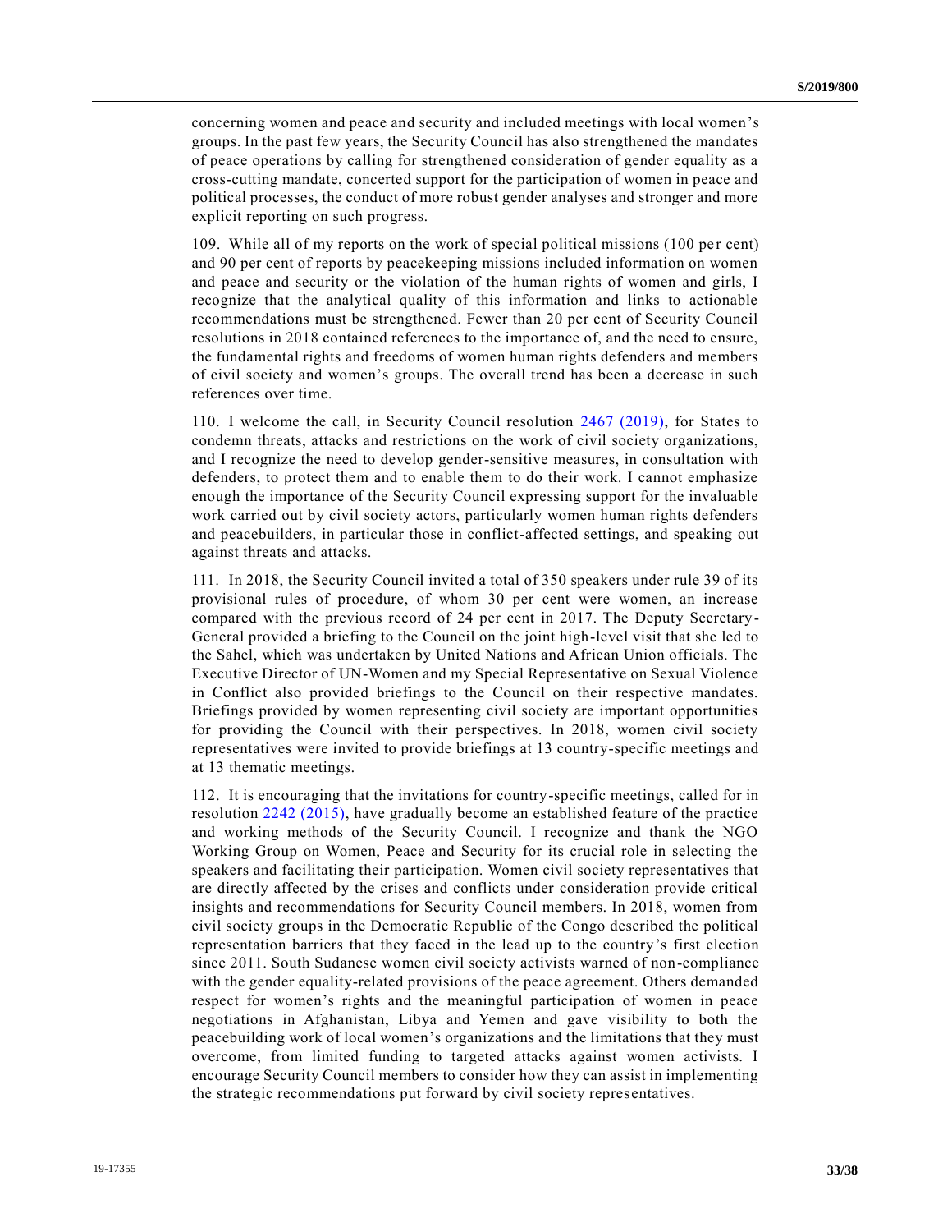concerning women and peace and security and included meetings with local women's groups. In the past few years, the Security Council has also strengthened the mandates of peace operations by calling for strengthened consideration of gender equality as a cross-cutting mandate, concerted support for the participation of women in peace and political processes, the conduct of more robust gender analyses and stronger and more explicit reporting on such progress.

109. While all of my reports on the work of special political missions (100 per cent) and 90 per cent of reports by peacekeeping missions included information on women and peace and security or the violation of the human rights of women and girls, I recognize that the analytical quality of this information and links to actionable recommendations must be strengthened. Fewer than 20 per cent of Security Council resolutions in 2018 contained references to the importance of, and the need to ensure, the fundamental rights and freedoms of women human rights defenders and members of civil society and women's groups. The overall trend has been a decrease in such references over time.

110. I welcome the call, in Security Council resolution 2467 (2019), for States to condemn threats, attacks and restrictions on the work of civil society organizations, and I recognize the need to develop gender-sensitive measures, in consultation with defenders, to protect them and to enable them to do their work. I cannot emphasize enough the importance of the Security Council expressing support for the invaluable work carried out by civil society actors, particularly women human rights defenders and peacebuilders, in particular those in conflict-affected settings, and speaking out against threats and attacks.

111. In 2018, the Security Council invited a total of 350 speakers under rule 39 of its provisional rules of procedure, of whom 30 per cent were women, an increase compared with the previous record of 24 per cent in 2017. The Deputy Secretary-General provided a briefing to the Council on the joint high-level visit that she led to the Sahel, which was undertaken by United Nations and African Union officials. The Executive Director of UN-Women and my Special Representative on Sexual Violence in Conflict also provided briefings to the Council on their respective mandates. Briefings provided by women representing civil society are important opportunities for providing the Council with their perspectives. In 2018, women civil society representatives were invited to provide briefings at 13 country-specific meetings and at 13 thematic meetings.

112. It is encouraging that the invitations for country-specific meetings, called for in resolution 2242 (2015), have gradually become an established feature of the practice and working methods of the Security Council. I recognize and thank the NGO Working Group on Women, Peace and Security for its crucial role in selecting the speakers and facilitating their participation. Women civil society representatives that are directly affected by the crises and conflicts under consideration provide critical insights and recommendations for Security Council members. In 2018, women from civil society groups in the Democratic Republic of the Congo described the political representation barriers that they faced in the lead up to the country's first election since 2011. South Sudanese women civil society activists warned of non-compliance with the gender equality-related provisions of the peace agreement. Others demanded respect for women's rights and the meaningful participation of women in peace negotiations in Afghanistan, Libya and Yemen and gave visibility to both the peacebuilding work of local women's organizations and the limitations that they must overcome, from limited funding to targeted attacks against women activists. I encourage Security Council members to consider how they can assist in implementing the strategic recommendations put forward by civil society representatives.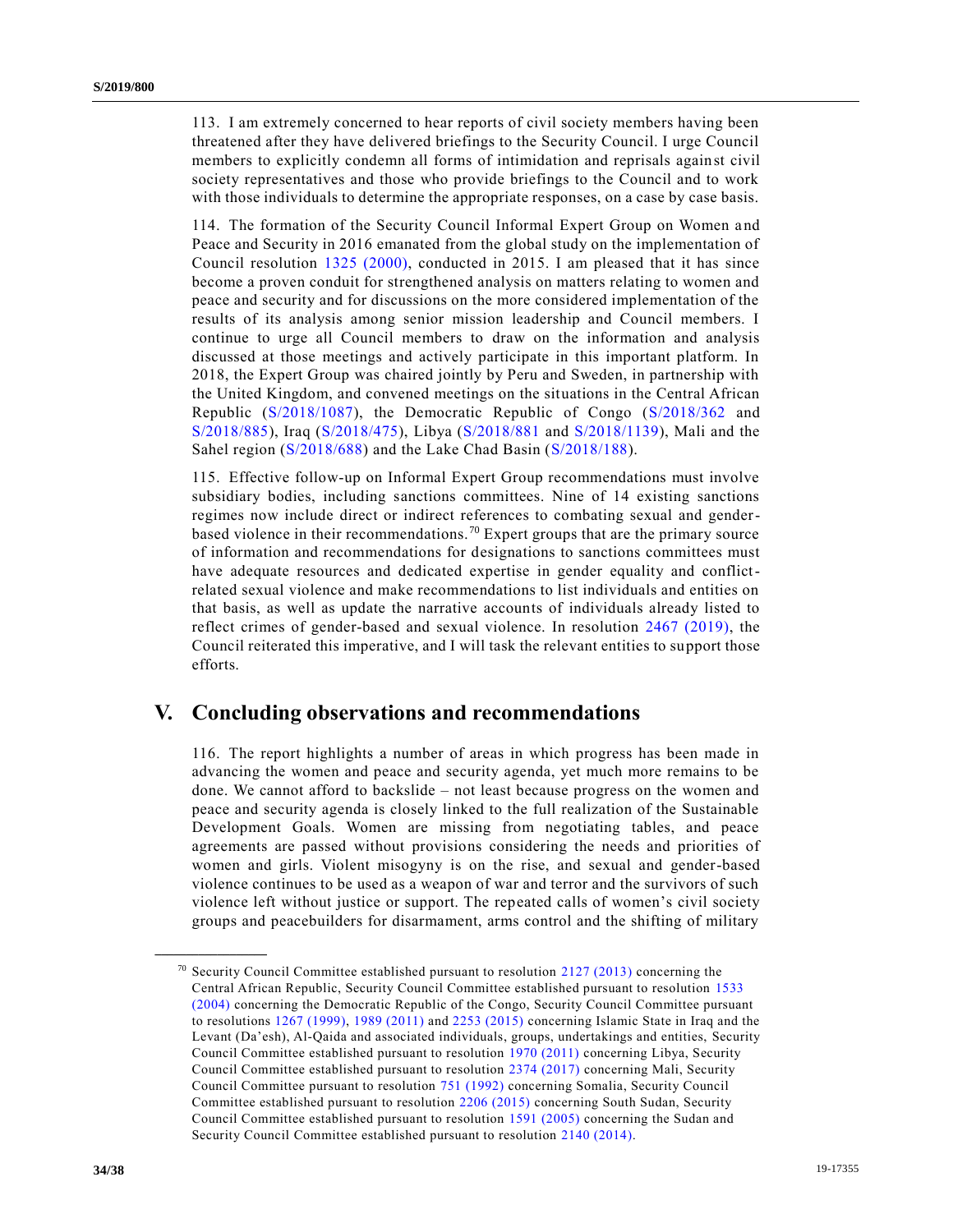113. I am extremely concerned to hear reports of civil society members having been threatened after they have delivered briefings to the Security Council. I urge Council members to explicitly condemn all forms of intimidation and reprisals against civil society representatives and those who provide briefings to the Council and to work with those individuals to determine the appropriate responses, on a case by case basis.

114. The formation of the Security Council Informal Expert Group on Women and Peace and Security in 2016 emanated from the global study on the implementation of Council resolution 1325 (2000), conducted in 2015. I am pleased that it has since become a proven conduit for strengthened analysis on matters relating to women and peace and security and for discussions on the more considered implementation of the results of its analysis among senior mission leadership and Council members. I continue to urge all Council members to draw on the information and analysis discussed at those meetings and actively participate in this important platform. In 2018, the Expert Group was chaired jointly by Peru and Sweden, in partnership with the United Kingdom, and convened meetings on the situations in the Central African Republic (S/2018/1087), the Democratic Republic of Congo (S/2018/362 and S/2018/885), Iraq (S/2018/475), Libya (S/2018/881 and S/2018/1139), Mali and the Sahel region (S/2018/688) and the Lake Chad Basin (S/2018/188).

115. Effective follow-up on Informal Expert Group recommendations must involve subsidiary bodies, including sanctions committees. Nine of 14 existing sanctions regimes now include direct or indirect references to combating sexual and gender-based violence in their recommendations.[70] Expert groups that are the primary source of information and recommendations for designations to sanctions committees must have adequate resources and dedicated expertise in gender equality and conflict-related sexual violence and make recommendations to list individuals and entities on that basis, as well as update the narrative accounts of individuals already listed to reflect crimes of gender-based and sexual violence. In resolution 2467 (2019), the Council reiterated this imperative, and I will task the relevant entities to support those efforts.

## V. Concluding observations and recommendations

116. The report highlights a number of areas in which progress has been made in advancing the women and peace and security agenda, yet much more remains to be done. We cannot afford to backslide – not least because progress on the women and peace and security agenda is closely linked to the full realization of the Sustainable Development Goals. Women are missing from negotiating tables, and peace agreements are passed without provisions considering the needs and priorities of women and girls. Violent misogyny is on the rise, and sexual and gender-based violence continues to be used as a weapon of war and terror and the survivors of such violence left without justice or support. The repeated calls of women's civil society groups and peacebuilders for disarmament, arms control and the shifting of military

---

[70] Security Council Committee established pursuant to resolution 2127 (2013) concerning the Central African Republic, Security Council Committee established pursuant to resolution 1533 (2004) concerning the Democratic Republic of the Congo, Security Council Committee pursuant to resolutions 1267 (1999), 1989 (2011) and 2253 (2015) concerning Islamic State in Iraq and the Levant (Da'esh), Al-Qaida and associated individuals, groups, undertakings and entities, Security Council Committee established pursuant to resolution 1970 (2011) concerning Libya, Security Council Committee established pursuant to resolution 2374 (2017) concerning Mali, Security Council Committee pursuant to resolution 751 (1992) concerning Somalia, Security Council Committee established pursuant to resolution 2206 (2015) concerning South Sudan, Security Council Committee established pursuant to resolution 1591 (2005) concerning the Sudan and Security Council Committee established pursuant to resolution 2140 (2014).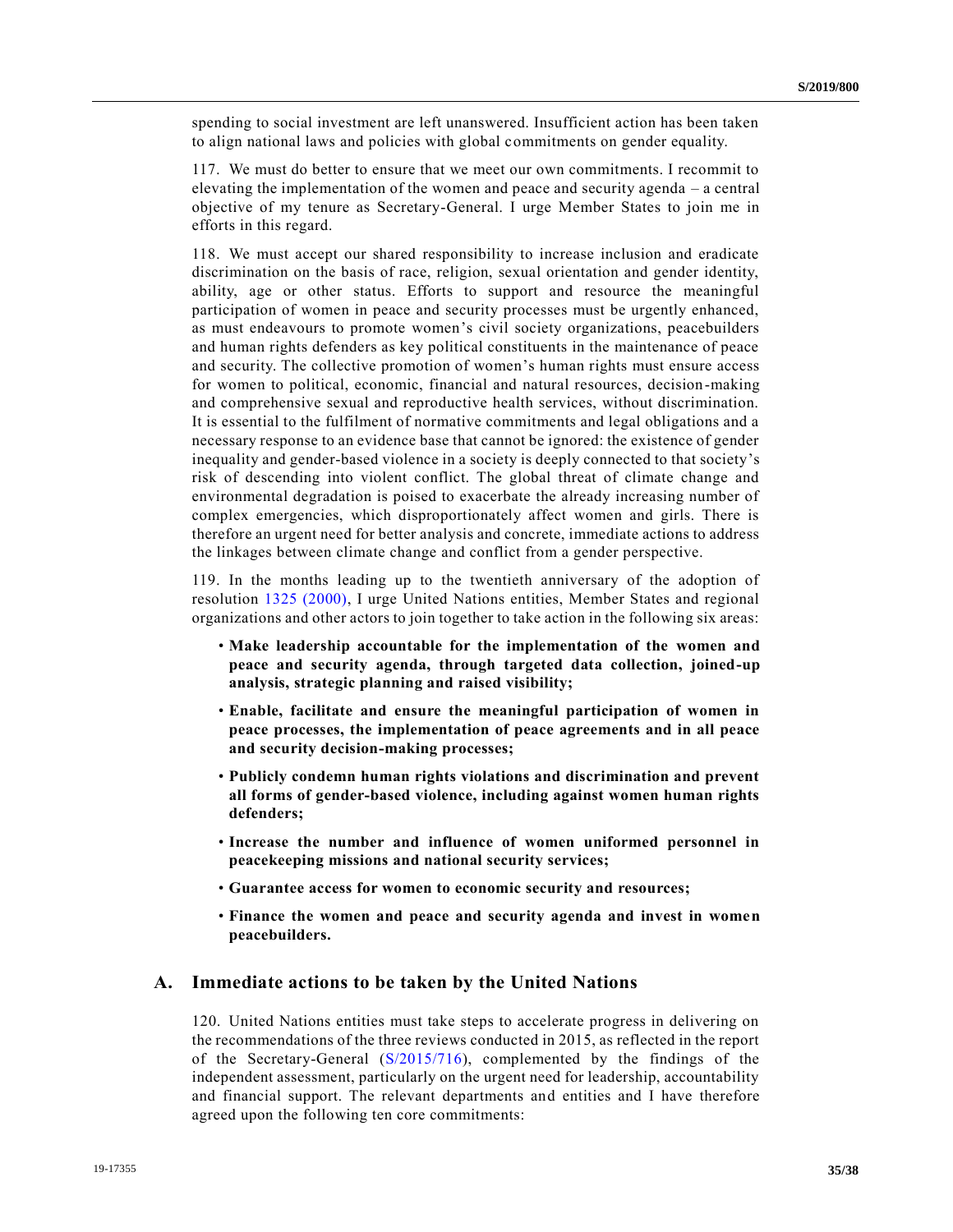spending to social investment are left unanswered. Insufficient action has been taken to align national laws and policies with global commitments on gender equality.

117. We must do better to ensure that we meet our own commitments. I recommit to elevating the implementation of the women and peace and security agenda – a central objective of my tenure as Secretary-General. I urge Member States to join me in efforts in this regard.

118. We must accept our shared responsibility to increase inclusion and eradicate discrimination on the basis of race, religion, sexual orientation and gender identity, ability, age or other status. Efforts to support and resource the meaningful participation of women in peace and security processes must be urgently enhanced, as must endeavours to promote women's civil society organizations, peacebuilders and human rights defenders as key political constituents in the maintenance of peace and security. The collective promotion of women's human rights must ensure access for women to political, economic, financial and natural resources, decision-making and comprehensive sexual and reproductive health services, without discrimination. It is essential to the fulfilment of normative commitments and legal obligations and a necessary response to an evidence base that cannot be ignored: the existence of gender inequality and gender-based violence in a society is deeply connected to that society's risk of descending into violent conflict. The global threat of climate change and environmental degradation is poised to exacerbate the already increasing number of complex emergencies, which disproportionately affect women and girls. There is therefore an urgent need for better analysis and concrete, immediate actions to address the linkages between climate change and conflict from a gender perspective.

119. In the months leading up to the twentieth anniversary of the adoption of resolution 1325 (2000), I urge United Nations entities, Member States and regional organizations and other actors to join together to take action in the following six areas:

- **Make leadership accountable for the implementation of the women and peace and security agenda, through targeted data collection, joined-up analysis, strategic planning and raised visibility;**
- **Enable, facilitate and ensure the meaningful participation of women in peace processes, the implementation of peace agreements and in all peace and security decision-making processes;**
- **Publicly condemn human rights violations and discrimination and prevent all forms of gender-based violence, including against women human rights defenders;**
- **Increase the number and influence of women uniformed personnel in peacekeeping missions and national security services;**
- **Guarantee access for women to economic security and resources;**
- **Finance the women and peace and security agenda and invest in women peacebuilders.**

## A. Immediate actions to be taken by the United Nations

120. United Nations entities must take steps to accelerate progress in delivering on the recommendations of the three reviews conducted in 2015, as reflected in the report of the Secretary-General (S/2015/716), complemented by the findings of the independent assessment, particularly on the urgent need for leadership, accountability and financial support. The relevant departments and entities and I have therefore agreed upon the following ten core commitments: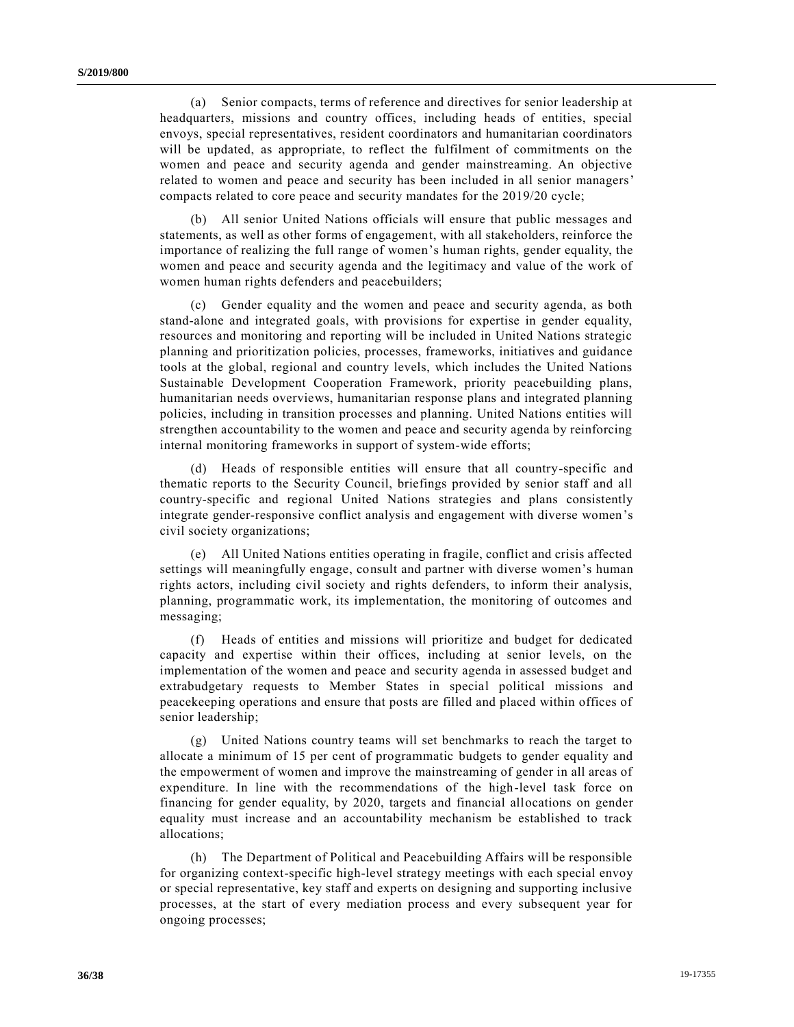(a) Senior compacts, terms of reference and directives for senior leadership at headquarters, missions and country offices, including heads of entities, special envoys, special representatives, resident coordinators and humanitarian coordinators will be updated, as appropriate, to reflect the fulfilment of commitments on the women and peace and security agenda and gender mainstreaming. An objective related to women and peace and security has been included in all senior managers' compacts related to core peace and security mandates for the 2019/20 cycle;

(b) All senior United Nations officials will ensure that public messages and statements, as well as other forms of engagement, with all stakeholders, reinforce the importance of realizing the full range of women's human rights, gender equality, the women and peace and security agenda and the legitimacy and value of the work of women human rights defenders and peacebuilders;

(c) Gender equality and the women and peace and security agenda, as both stand-alone and integrated goals, with provisions for expertise in gender equality, resources and monitoring and reporting will be included in United Nations strategic planning and prioritization policies, processes, frameworks, initiatives and guidance tools at the global, regional and country levels, which includes the United Nations Sustainable Development Cooperation Framework, priority peacebuilding plans, humanitarian needs overviews, humanitarian response plans and integrated planning policies, including in transition processes and planning. United Nations entities will strengthen accountability to the women and peace and security agenda by reinforcing internal monitoring frameworks in support of system-wide efforts;

(d) Heads of responsible entities will ensure that all country-specific and thematic reports to the Security Council, briefings provided by senior staff and all country-specific and regional United Nations strategies and plans consistently integrate gender-responsive conflict analysis and engagement with diverse women's civil society organizations;

(e) All United Nations entities operating in fragile, conflict and crisis affected settings will meaningfully engage, consult and partner with diverse women's human rights actors, including civil society and rights defenders, to inform their analysis, planning, programmatic work, its implementation, the monitoring of outcomes and messaging;

(f) Heads of entities and missions will prioritize and budget for dedicated capacity and expertise within their offices, including at senior levels, on the implementation of the women and peace and security agenda in assessed budget and extrabudgetary requests to Member States in special political missions and peacekeeping operations and ensure that posts are filled and placed within offices of senior leadership;

(g) United Nations country teams will set benchmarks to reach the target to allocate a minimum of 15 per cent of programmatic budgets to gender equality and the empowerment of women and improve the mainstreaming of gender in all areas of expenditure. In line with the recommendations of the high-level task force on financing for gender equality, by 2020, targets and financial allocations on gender equality must increase and an accountability mechanism be established to track allocations;

(h) The Department of Political and Peacebuilding Affairs will be responsible for organizing context-specific high-level strategy meetings with each special envoy or special representative, key staff and experts on designing and supporting inclusive processes, at the start of every mediation process and every subsequent year for ongoing processes;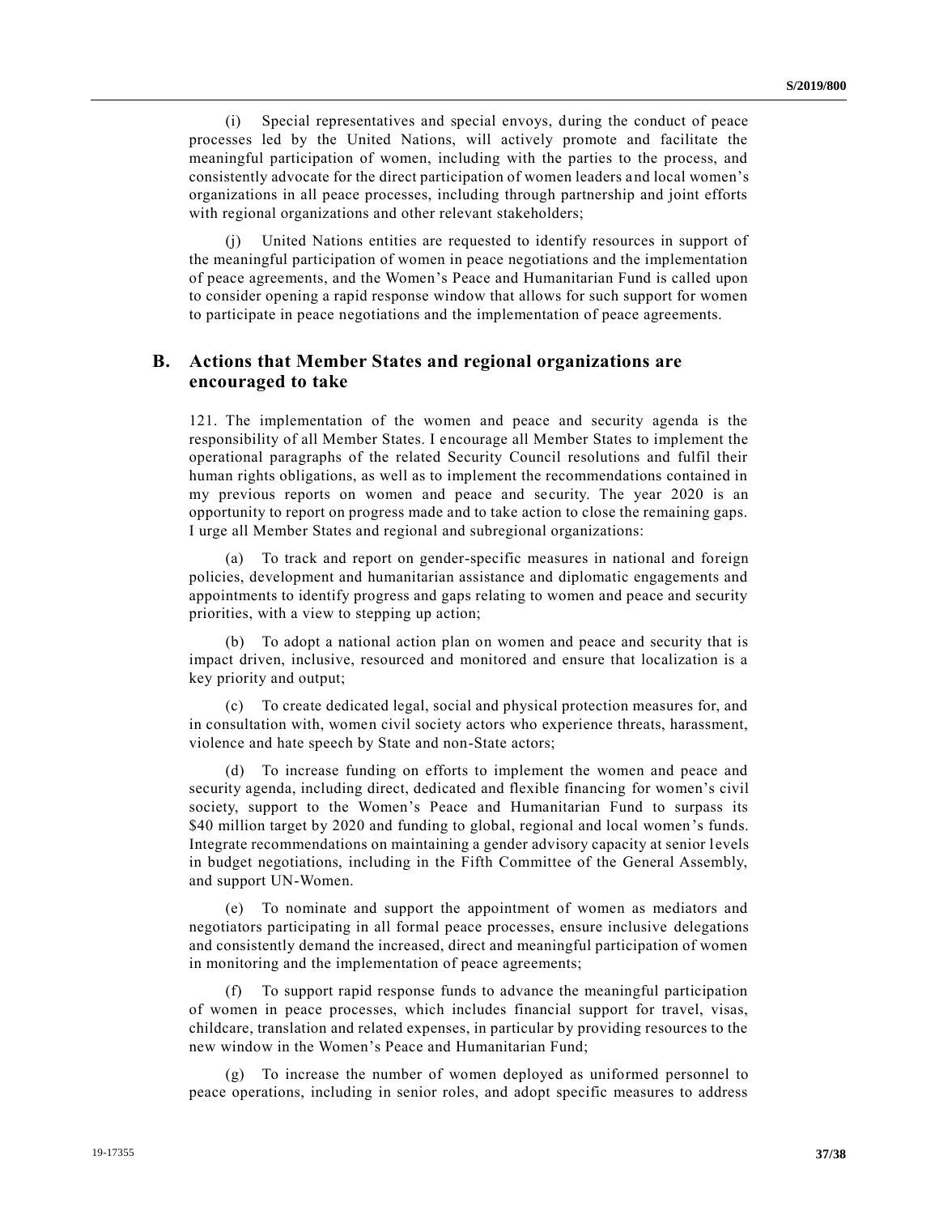(i) Special representatives and special envoys, during the conduct of peace processes led by the United Nations, will actively promote and facilitate the meaningful participation of women, including with the parties to the process, and consistently advocate for the direct participation of women leaders and local women's organizations in all peace processes, including through partnership and joint efforts with regional organizations and other relevant stakeholders;

(j) United Nations entities are requested to identify resources in support of the meaningful participation of women in peace negotiations and the implementation of peace agreements, and the Women's Peace and Humanitarian Fund is called upon to consider opening a rapid response window that allows for such support for women to participate in peace negotiations and the implementation of peace agreements.

## B. Actions that Member States and regional organizations are encouraged to take

121. The implementation of the women and peace and security agenda is the responsibility of all Member States. I encourage all Member States to implement the operational paragraphs of the related Security Council resolutions and fulfil their human rights obligations, as well as to implement the recommendations contained in my previous reports on women and peace and security. The year 2020 is an opportunity to report on progress made and to take action to close the remaining gaps. I urge all Member States and regional and subregional organizations:

(a) To track and report on gender-specific measures in national and foreign policies, development and humanitarian assistance and diplomatic engagements and appointments to identify progress and gaps relating to women and peace and security priorities, with a view to stepping up action;

(b) To adopt a national action plan on women and peace and security that is impact driven, inclusive, resourced and monitored and ensure that localization is a key priority and output;

(c) To create dedicated legal, social and physical protection measures for, and in consultation with, women civil society actors who experience threats, harassment, violence and hate speech by State and non-State actors;

(d) To increase funding on efforts to implement the women and peace and security agenda, including direct, dedicated and flexible financing for women's civil society, support to the Women's Peace and Humanitarian Fund to surpass its $40 million target by 2020 and funding to global, regional and local women's funds. Integrate recommendations on maintaining a gender advisory capacity at senior levels in budget negotiations, including in the Fifth Committee of the General Assembly, and support UN-Women.

(e) To nominate and support the appointment of women as mediators and negotiators participating in all formal peace processes, ensure inclusive delegations and consistently demand the increased, direct and meaningful participation of women in monitoring and the implementation of peace agreements;

(f) To support rapid response funds to advance the meaningful participation of women in peace processes, which includes financial support for travel, visas, childcare, translation and related expenses, in particular by providing resources to the new window in the Women's Peace and Humanitarian Fund;

(g) To increase the number of women deployed as uniformed personnel to peace operations, including in senior roles, and adopt specific measures to address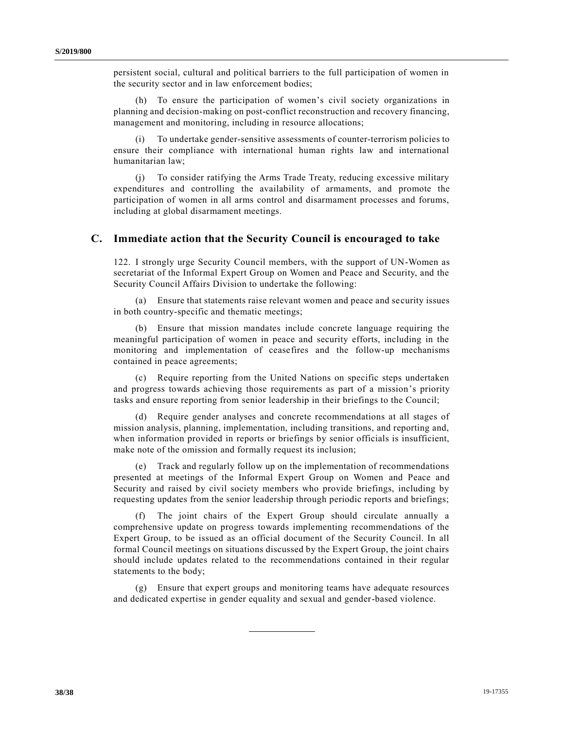persistent social, cultural and political barriers to the full participation of women in the security sector and in law enforcement bodies;

(h) To ensure the participation of women's civil society organizations in planning and decision-making on post-conflict reconstruction and recovery financing, management and monitoring, including in resource allocations;

(i) To undertake gender-sensitive assessments of counter-terrorism policies to ensure their compliance with international human rights law and international humanitarian law;

(j) To consider ratifying the Arms Trade Treaty, reducing excessive military expenditures and controlling the availability of armaments, and promote the participation of women in all arms control and disarmament processes and forums, including at global disarmament meetings.

## C. Immediate action that the Security Council is encouraged to take

122. I strongly urge Security Council members, with the support of UN-Women as secretariat of the Informal Expert Group on Women and Peace and Security, and the Security Council Affairs Division to undertake the following:

(a) Ensure that statements raise relevant women and peace and security issues in both country-specific and thematic meetings;

(b) Ensure that mission mandates include concrete language requiring the meaningful participation of women in peace and security efforts, including in the monitoring and implementation of ceasefires and the follow-up mechanisms contained in peace agreements;

(c) Require reporting from the United Nations on specific steps undertaken and progress towards achieving those requirements as part of a mission's priority tasks and ensure reporting from senior leadership in their briefings to the Council;

(d) Require gender analyses and concrete recommendations at all stages of mission analysis, planning, implementation, including transitions, and reporting and, when information provided in reports or briefings by senior officials is insufficient, make note of the omission and formally request its inclusion;

(e) Track and regularly follow up on the implementation of recommendations presented at meetings of the Informal Expert Group on Women and Peace and Security and raised by civil society members who provide briefings, including by requesting updates from the senior leadership through periodic reports and briefings;

(f) The joint chairs of the Expert Group should circulate annually a comprehensive update on progress towards implementing recommendations of the Expert Group, to be issued as an official document of the Security Council. In all formal Council meetings on situations discussed by the Expert Group, the joint chairs should include updates related to the recommendations contained in their regular statements to the body;

(g) Ensure that expert groups and monitoring teams have adequate resources and dedicated expertise in gender equality and sexual and gender-based violence.